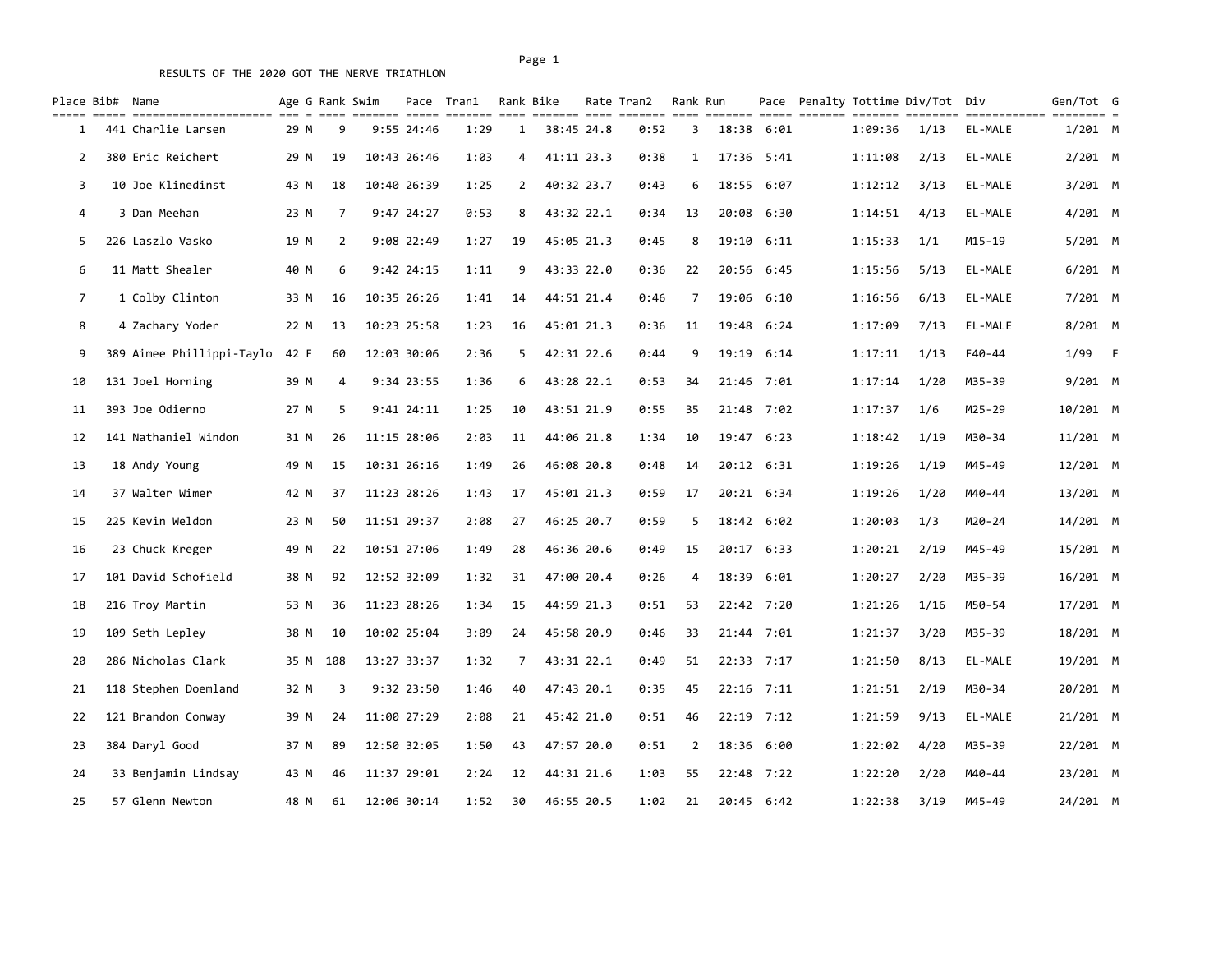RESULTS OF THE 2020 GOT THE NERVE TRIATHLON

| Place | Bib# | Name | Age | G | Rank | Swim | Pace | Tran1 | Rank | Bike | Rate | Tran2 | Rank | Run | Pace | Penalty | Tottime | Div/Tot | Div | Gen/Tot | G |
|---|---|---|---|---|---|---|---|---|---|---|---|---|---|---|---|---|---|---|---|---|---|
| 1 | 441 | Charlie Larsen | 29 | M | 9 | 9:55 | 24:46 | 1:29 | 1 | 38:45 | 24.8 | 0:52 | 3 | 18:38 | 6:01 | | 1:09:36 | 1/13 | EL-MALE | 1/201 | M |
| 2 | 380 | Eric Reichert | 29 | M | 19 | 10:43 | 26:46 | 1:03 | 4 | 41:11 | 23.3 | 0:38 | 1 | 17:36 | 5:41 | | 1:11:08 | 2/13 | EL-MALE | 2/201 | M |
| 3 | 10 | Joe Klinedinst | 43 | M | 18 | 10:40 | 26:39 | 1:25 | 2 | 40:32 | 23.7 | 0:43 | 6 | 18:55 | 6:07 | | 1:12:12 | 3/13 | EL-MALE | 3/201 | M |
| 4 | 3 | Dan Meehan | 23 | M | 7 | 9:47 | 24:27 | 0:53 | 8 | 43:32 | 22.1 | 0:34 | 13 | 20:08 | 6:30 | | 1:14:51 | 4/13 | EL-MALE | 4/201 | M |
| 5 | 226 | Laszlo Vasko | 19 | M | 2 | 9:08 | 22:49 | 1:27 | 19 | 45:05 | 21.3 | 0:45 | 8 | 19:10 | 6:11 | | 1:15:33 | 1/1 | M15-19 | 5/201 | M |
| 6 | 11 | Matt Shealer | 40 | M | 6 | 9:42 | 24:15 | 1:11 | 9 | 43:33 | 22.0 | 0:36 | 22 | 20:56 | 6:45 | | 1:15:56 | 5/13 | EL-MALE | 6/201 | M |
| 7 | 1 | Colby Clinton | 33 | M | 16 | 10:35 | 26:26 | 1:41 | 14 | 44:51 | 21.4 | 0:46 | 7 | 19:06 | 6:10 | | 1:16:56 | 6/13 | EL-MALE | 7/201 | M |
| 8 | 4 | Zachary Yoder | 22 | M | 13 | 10:23 | 25:58 | 1:23 | 16 | 45:01 | 21.3 | 0:36 | 11 | 19:48 | 6:24 | | 1:17:09 | 7/13 | EL-MALE | 8/201 | M |
| 9 | 389 | Aimee Phillippi-Taylo | 42 | F | 60 | 12:03 | 30:06 | 2:36 | 5 | 42:31 | 22.6 | 0:44 | 9 | 19:19 | 6:14 | | 1:17:11 | 1/13 | F40-44 | 1/99 | F |
| 10 | 131 | Joel Horning | 39 | M | 4 | 9:34 | 23:55 | 1:36 | 6 | 43:28 | 22.1 | 0:53 | 34 | 21:46 | 7:01 | | 1:17:14 | 1/20 | M35-39 | 9/201 | M |
| 11 | 393 | Joe Odierno | 27 | M | 5 | 9:41 | 24:11 | 1:25 | 10 | 43:51 | 21.9 | 0:55 | 35 | 21:48 | 7:02 | | 1:17:37 | 1/6 | M25-29 | 10/201 | M |
| 12 | 141 | Nathaniel Windon | 31 | M | 26 | 11:15 | 28:06 | 2:03 | 11 | 44:06 | 21.8 | 1:34 | 10 | 19:47 | 6:23 | | 1:18:42 | 1/19 | M30-34 | 11/201 | M |
| 13 | 18 | Andy Young | 49 | M | 15 | 10:31 | 26:16 | 1:49 | 26 | 46:08 | 20.8 | 0:48 | 14 | 20:12 | 6:31 | | 1:19:26 | 1/19 | M45-49 | 12/201 | M |
| 14 | 37 | Walter Wimer | 42 | M | 37 | 11:23 | 28:26 | 1:43 | 17 | 45:01 | 21.3 | 0:59 | 17 | 20:21 | 6:34 | | 1:19:26 | 1/20 | M40-44 | 13/201 | M |
| 15 | 225 | Kevin Weldon | 23 | M | 50 | 11:51 | 29:37 | 2:08 | 27 | 46:25 | 20.7 | 0:59 | 5 | 18:42 | 6:02 | | 1:20:03 | 1/3 | M20-24 | 14/201 | M |
| 16 | 23 | Chuck Kreger | 49 | M | 22 | 10:51 | 27:06 | 1:49 | 28 | 46:36 | 20.6 | 0:49 | 15 | 20:17 | 6:33 | | 1:20:21 | 2/19 | M45-49 | 15/201 | M |
| 17 | 101 | David Schofield | 38 | M | 92 | 12:52 | 32:09 | 1:32 | 31 | 47:00 | 20.4 | 0:26 | 4 | 18:39 | 6:01 | | 1:20:27 | 2/20 | M35-39 | 16/201 | M |
| 18 | 216 | Troy Martin | 53 | M | 36 | 11:23 | 28:26 | 1:34 | 15 | 44:59 | 21.3 | 0:51 | 53 | 22:42 | 7:20 | | 1:21:26 | 1/16 | M50-54 | 17/201 | M |
| 19 | 109 | Seth Lepley | 38 | M | 10 | 10:02 | 25:04 | 3:09 | 24 | 45:58 | 20.9 | 0:46 | 33 | 21:44 | 7:01 | | 1:21:37 | 3/20 | M35-39 | 18/201 | M |
| 20 | 286 | Nicholas Clark | 35 | M | 108 | 13:27 | 33:37 | 1:32 | 7 | 43:31 | 22.1 | 0:49 | 51 | 22:33 | 7:17 | | 1:21:50 | 8/13 | EL-MALE | 19/201 | M |
| 21 | 118 | Stephen Doemland | 32 | M | 3 | 9:32 | 23:50 | 1:46 | 40 | 47:43 | 20.1 | 0:35 | 45 | 22:16 | 7:11 | | 1:21:51 | 2/19 | M30-34 | 20/201 | M |
| 22 | 121 | Brandon Conway | 39 | M | 24 | 11:00 | 27:29 | 2:08 | 21 | 45:42 | 21.0 | 0:51 | 46 | 22:19 | 7:12 | | 1:21:59 | 9/13 | EL-MALE | 21/201 | M |
| 23 | 384 | Daryl Good | 37 | M | 89 | 12:50 | 32:05 | 1:50 | 43 | 47:57 | 20.0 | 0:51 | 2 | 18:36 | 6:00 | | 1:22:02 | 4/20 | M35-39 | 22/201 | M |
| 24 | 33 | Benjamin Lindsay | 43 | M | 46 | 11:37 | 29:01 | 2:24 | 12 | 44:31 | 21.6 | 1:03 | 55 | 22:48 | 7:22 | | 1:22:20 | 2/20 | M40-44 | 23/201 | M |
| 25 | 57 | Glenn Newton | 48 | M | 61 | 12:06 | 30:14 | 1:52 | 30 | 46:55 | 20.5 | 1:02 | 21 | 20:45 | 6:42 | | 1:22:38 | 3/19 | M45-49 | 24/201 | M |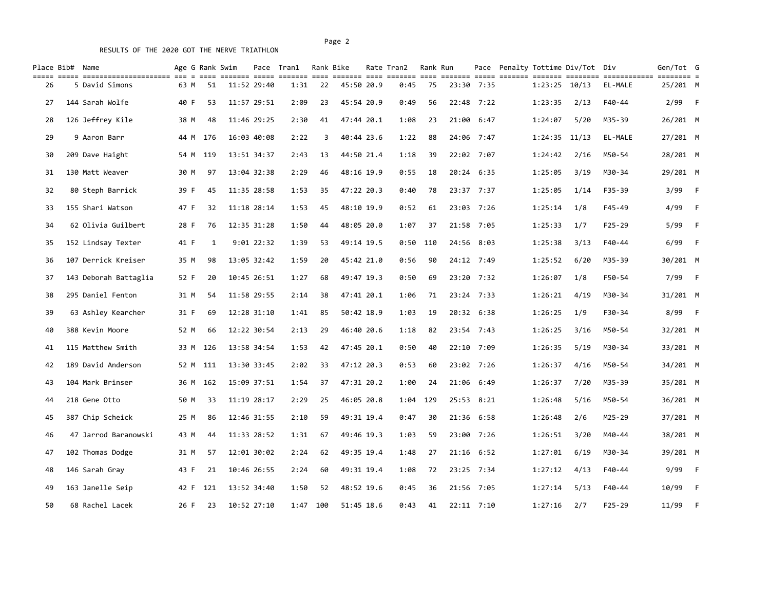RESULTS OF THE 2020 GOT THE NERVE TRIATHLON

| Place | Bib# | Name | Age | G | Rank | Swim | Pace | Tran1 | Rank | Bike | Rate | Tran2 | Rank | Run | Pace | Penalty | Tottime | Div/Tot | Div | Gen/Tot | G |
|---|---|---|---|---|---|---|---|---|---|---|---|---|---|---|---|---|---|---|---|---|---|
| 26 | 5 | David Simons | 63 | M | 51 | 11:52 | 29:40 | 1:31 | 22 | 45:50 | 20.9 | 0:45 | 75 | 23:30 | 7:35 | | 1:23:25 | 10/13 | EL-MALE | 25/201 | M |
| 27 | 144 | Sarah Wolfe | 40 | F | 53 | 11:57 | 29:51 | 2:09 | 23 | 45:54 | 20.9 | 0:49 | 56 | 22:48 | 7:22 | | 1:23:35 | 2/13 | F40-44 | 2/99 | F |
| 28 | 126 | Jeffrey Kile | 38 | M | 48 | 11:46 | 29:25 | 2:30 | 41 | 47:44 | 20.1 | 1:08 | 23 | 21:00 | 6:47 | | 1:24:07 | 5/20 | M35-39 | 26/201 | M |
| 29 | 9 | Aaron Barr | 44 | M | 176 | 16:03 | 40:08 | 2:22 | 3 | 40:44 | 23.6 | 1:22 | 88 | 24:06 | 7:47 | | 1:24:35 | 11/13 | EL-MALE | 27/201 | M |
| 30 | 209 | Dave Haight | 54 | M | 119 | 13:51 | 34:37 | 2:43 | 13 | 44:50 | 21.4 | 1:18 | 39 | 22:02 | 7:07 | | 1:24:42 | 2/16 | M50-54 | 28/201 | M |
| 31 | 130 | Matt Weaver | 30 | M | 97 | 13:04 | 32:38 | 2:29 | 46 | 48:16 | 19.9 | 0:55 | 18 | 20:24 | 6:35 | | 1:25:05 | 3/19 | M30-34 | 29/201 | M |
| 32 | 80 | Steph Barrick | 39 | F | 45 | 11:35 | 28:58 | 1:53 | 35 | 47:22 | 20.3 | 0:40 | 78 | 23:37 | 7:37 | | 1:25:05 | 1/14 | F35-39 | 3/99 | F |
| 33 | 155 | Shari Watson | 47 | F | 32 | 11:18 | 28:14 | 1:53 | 45 | 48:10 | 19.9 | 0:52 | 61 | 23:03 | 7:26 | | 1:25:14 | 1/8 | F45-49 | 4/99 | F |
| 34 | 62 | Olivia Guilbert | 28 | F | 76 | 12:35 | 31:28 | 1:50 | 44 | 48:05 | 20.0 | 1:07 | 37 | 21:58 | 7:05 | | 1:25:33 | 1/7 | F25-29 | 5/99 | F |
| 35 | 152 | Lindsay Texter | 41 | F | 1 | 9:01 | 22:32 | 1:39 | 53 | 49:14 | 19.5 | 0:50 | 110 | 24:56 | 8:03 | | 1:25:38 | 3/13 | F40-44 | 6/99 | F |
| 36 | 107 | Derrick Kreiser | 35 | M | 98 | 13:05 | 32:42 | 1:59 | 20 | 45:42 | 21.0 | 0:56 | 90 | 24:12 | 7:49 | | 1:25:52 | 6/20 | M35-39 | 30/201 | M |
| 37 | 143 | Deborah Battaglia | 52 | F | 20 | 10:45 | 26:51 | 1:27 | 68 | 49:47 | 19.3 | 0:50 | 69 | 23:20 | 7:32 | | 1:26:07 | 1/8 | F50-54 | 7/99 | F |
| 38 | 295 | Daniel Fenton | 31 | M | 54 | 11:58 | 29:55 | 2:14 | 38 | 47:41 | 20.1 | 1:06 | 71 | 23:24 | 7:33 | | 1:26:21 | 4/19 | M30-34 | 31/201 | M |
| 39 | 63 | Ashley Kearcher | 31 | F | 69 | 12:28 | 31:10 | 1:41 | 85 | 50:42 | 18.9 | 1:03 | 19 | 20:32 | 6:38 | | 1:26:25 | 1/9 | F30-34 | 8/99 | F |
| 40 | 388 | Kevin Moore | 52 | M | 66 | 12:22 | 30:54 | 2:13 | 29 | 46:40 | 20.6 | 1:18 | 82 | 23:54 | 7:43 | | 1:26:25 | 3/16 | M50-54 | 32/201 | M |
| 41 | 115 | Matthew Smith | 33 | M | 126 | 13:58 | 34:54 | 1:53 | 42 | 47:45 | 20.1 | 0:50 | 40 | 22:10 | 7:09 | | 1:26:35 | 5/19 | M30-34 | 33/201 | M |
| 42 | 189 | David Anderson | 52 | M | 111 | 13:30 | 33:45 | 2:02 | 33 | 47:12 | 20.3 | 0:53 | 60 | 23:02 | 7:26 | | 1:26:37 | 4/16 | M50-54 | 34/201 | M |
| 43 | 104 | Mark Brinser | 36 | M | 162 | 15:09 | 37:51 | 1:54 | 37 | 47:31 | 20.2 | 1:00 | 24 | 21:06 | 6:49 | | 1:26:37 | 7/20 | M35-39 | 35/201 | M |
| 44 | 218 | Gene Otto | 50 | M | 33 | 11:19 | 28:17 | 2:29 | 25 | 46:05 | 20.8 | 1:04 | 129 | 25:53 | 8:21 | | 1:26:48 | 5/16 | M50-54 | 36/201 | M |
| 45 | 387 | Chip Scheick | 25 | M | 86 | 12:46 | 31:55 | 2:10 | 59 | 49:31 | 19.4 | 0:47 | 30 | 21:36 | 6:58 | | 1:26:48 | 2/6 | M25-29 | 37/201 | M |
| 46 | 47 | Jarrod Baranowski | 43 | M | 44 | 11:33 | 28:52 | 1:31 | 67 | 49:46 | 19.3 | 1:03 | 59 | 23:00 | 7:26 | | 1:26:51 | 3/20 | M40-44 | 38/201 | M |
| 47 | 102 | Thomas Dodge | 31 | M | 57 | 12:01 | 30:02 | 2:24 | 62 | 49:35 | 19.4 | 1:48 | 27 | 21:16 | 6:52 | | 1:27:01 | 6/19 | M30-34 | 39/201 | M |
| 48 | 146 | Sarah Gray | 43 | F | 21 | 10:46 | 26:55 | 2:24 | 60 | 49:31 | 19.4 | 1:08 | 72 | 23:25 | 7:34 | | 1:27:12 | 4/13 | F40-44 | 9/99 | F |
| 49 | 163 | Janelle Seip | 42 | F | 121 | 13:52 | 34:40 | 1:50 | 52 | 48:52 | 19.6 | 0:45 | 36 | 21:56 | 7:05 | | 1:27:14 | 5/13 | F40-44 | 10/99 | F |
| 50 | 68 | Rachel Lacek | 26 | F | 23 | 10:52 | 27:10 | 1:47 | 100 | 51:45 | 18.6 | 0:43 | 41 | 22:11 | 7:10 | | 1:27:16 | 2/7 | F25-29 | 11/99 | F |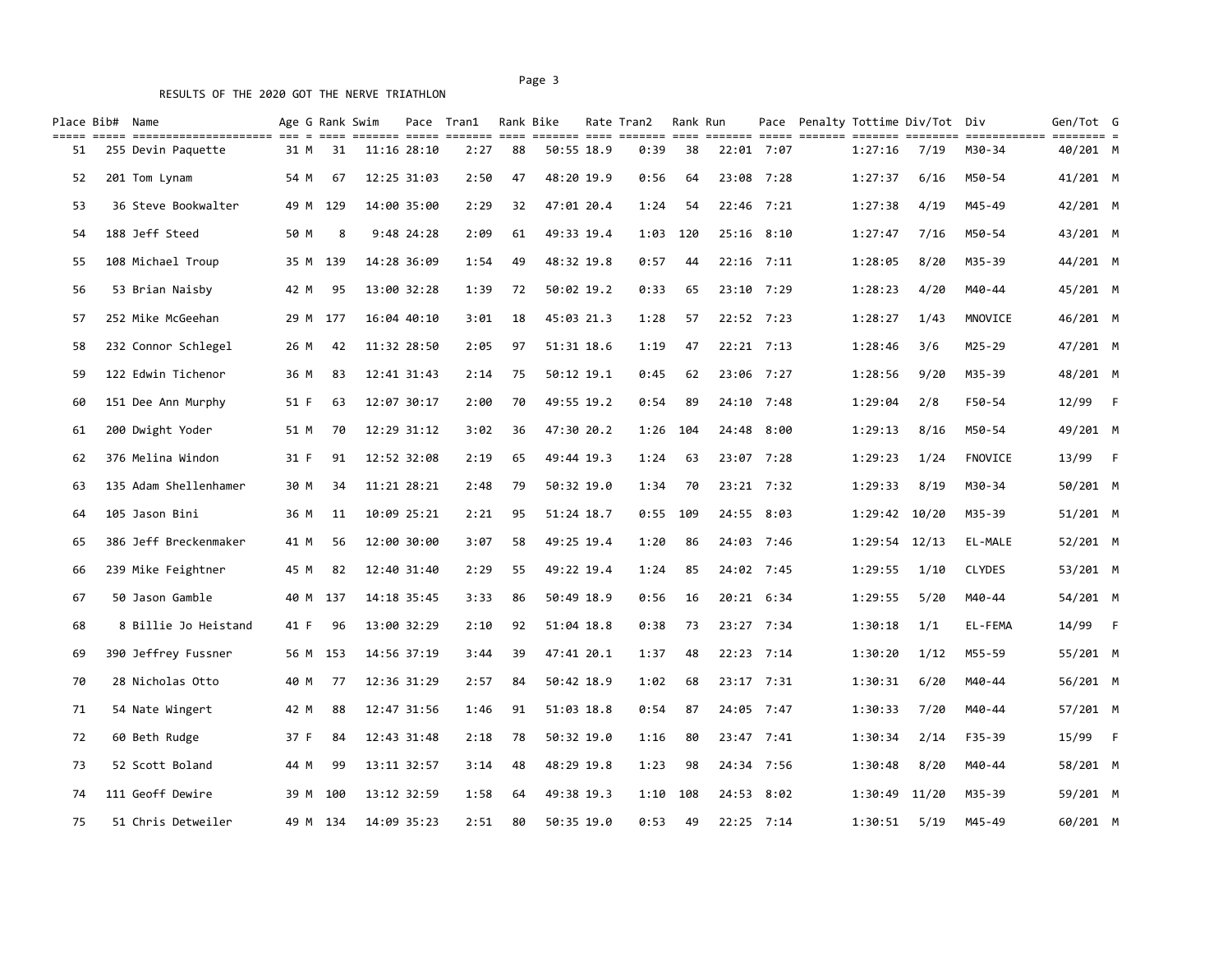RESULTS OF THE 2020 GOT THE NERVE TRIATHLON

| Place | Bib# | Name | Age | G | Rank | Swim | Pace | Tran1 | Rank | Bike | Rate | Tran2 | Rank | Run | Pace | Penalty | Tottime | Div/Tot | Div | Gen/Tot | G |
|---|---|---|---|---|---|---|---|---|---|---|---|---|---|---|---|---|---|---|---|---|---|
| 51 | 255 | Devin Paquette | 31 | M | 31 | 11:16 | 28:10 | 2:27 | 88 | 50:55 | 18.9 | 0:39 | 38 | 22:01 | 7:07 | | 1:27:16 | 7/19 | M30-34 | 40/201 | M |
| 52 | 201 | Tom Lynam | 54 | M | 67 | 12:25 | 31:03 | 2:50 | 47 | 48:20 | 19.9 | 0:56 | 64 | 23:08 | 7:28 | | 1:27:37 | 6/16 | M50-54 | 41/201 | M |
| 53 | 36 | Steve Bookwalter | 49 | M | 129 | 14:00 | 35:00 | 2:29 | 32 | 47:01 | 20.4 | 1:24 | 54 | 22:46 | 7:21 | | 1:27:38 | 4/19 | M45-49 | 42/201 | M |
| 54 | 188 | Jeff Steed | 50 | M | 8 | 9:48 | 24:28 | 2:09 | 61 | 49:33 | 19.4 | 1:03 | 120 | 25:16 | 8:10 | | 1:27:47 | 7/16 | M50-54 | 43/201 | M |
| 55 | 108 | Michael Troup | 35 | M | 139 | 14:28 | 36:09 | 1:54 | 49 | 48:32 | 19.8 | 0:57 | 44 | 22:16 | 7:11 | | 1:28:05 | 8/20 | M35-39 | 44/201 | M |
| 56 | 53 | Brian Naisby | 42 | M | 95 | 13:00 | 32:28 | 1:39 | 72 | 50:02 | 19.2 | 0:33 | 65 | 23:10 | 7:29 | | 1:28:23 | 4/20 | M40-44 | 45/201 | M |
| 57 | 252 | Mike McGeehan | 29 | M | 177 | 16:04 | 40:10 | 3:01 | 18 | 45:03 | 21.3 | 1:28 | 57 | 22:52 | 7:23 | | 1:28:27 | 1/43 | MNOVICE | 46/201 | M |
| 58 | 232 | Connor Schlegel | 26 | M | 42 | 11:32 | 28:50 | 2:05 | 97 | 51:31 | 18.6 | 1:19 | 47 | 22:21 | 7:13 | | 1:28:46 | 3/6 | M25-29 | 47/201 | M |
| 59 | 122 | Edwin Tichenor | 36 | M | 83 | 12:41 | 31:43 | 2:14 | 75 | 50:12 | 19.1 | 0:45 | 62 | 23:06 | 7:27 | | 1:28:56 | 9/20 | M35-39 | 48/201 | M |
| 60 | 151 | Dee Ann Murphy | 51 | F | 63 | 12:07 | 30:17 | 2:00 | 70 | 49:55 | 19.2 | 0:54 | 89 | 24:10 | 7:48 | | 1:29:04 | 2/8 | F50-54 | 12/99 | F |
| 61 | 200 | Dwight Yoder | 51 | M | 70 | 12:29 | 31:12 | 3:02 | 36 | 47:30 | 20.2 | 1:26 | 104 | 24:48 | 8:00 | | 1:29:13 | 8/16 | M50-54 | 49/201 | M |
| 62 | 376 | Melina Windon | 31 | F | 91 | 12:52 | 32:08 | 2:19 | 65 | 49:44 | 19.3 | 1:24 | 63 | 23:07 | 7:28 | | 1:29:23 | 1/24 | FNOVICE | 13/99 | F |
| 63 | 135 | Adam Shellenhamer | 30 | M | 34 | 11:21 | 28:21 | 2:48 | 79 | 50:32 | 19.0 | 1:34 | 70 | 23:21 | 7:32 | | 1:29:33 | 8/19 | M30-34 | 50/201 | M |
| 64 | 105 | Jason Bini | 36 | M | 11 | 10:09 | 25:21 | 2:21 | 95 | 51:24 | 18.7 | 0:55 | 109 | 24:55 | 8:03 | | 1:29:42 | 10/20 | M35-39 | 51/201 | M |
| 65 | 386 | Jeff Breckenmaker | 41 | M | 56 | 12:00 | 30:00 | 3:07 | 58 | 49:25 | 19.4 | 1:20 | 86 | 24:03 | 7:46 | | 1:29:54 | 12/13 | EL-MALE | 52/201 | M |
| 66 | 239 | Mike Feightner | 45 | M | 82 | 12:40 | 31:40 | 2:29 | 55 | 49:22 | 19.4 | 1:24 | 85 | 24:02 | 7:45 | | 1:29:55 | 1/10 | CLYDES | 53/201 | M |
| 67 | 50 | Jason Gamble | 40 | M | 137 | 14:18 | 35:45 | 3:33 | 86 | 50:49 | 18.9 | 0:56 | 16 | 20:21 | 6:34 | | 1:29:55 | 5/20 | M40-44 | 54/201 | M |
| 68 | 8 | Billie Jo Heistand | 41 | F | 96 | 13:00 | 32:29 | 2:10 | 92 | 51:04 | 18.8 | 0:38 | 73 | 23:27 | 7:34 | | 1:30:18 | 1/1 | EL-FEMA | 14/99 | F |
| 69 | 390 | Jeffrey Fussner | 56 | M | 153 | 14:56 | 37:19 | 3:44 | 39 | 47:41 | 20.1 | 1:37 | 48 | 22:23 | 7:14 | | 1:30:20 | 1/12 | M55-59 | 55/201 | M |
| 70 | 28 | Nicholas Otto | 40 | M | 77 | 12:36 | 31:29 | 2:57 | 84 | 50:42 | 18.9 | 1:02 | 68 | 23:17 | 7:31 | | 1:30:31 | 6/20 | M40-44 | 56/201 | M |
| 71 | 54 | Nate Wingert | 42 | M | 88 | 12:47 | 31:56 | 1:46 | 91 | 51:03 | 18.8 | 0:54 | 87 | 24:05 | 7:47 | | 1:30:33 | 7/20 | M40-44 | 57/201 | M |
| 72 | 60 | Beth Rudge | 37 | F | 84 | 12:43 | 31:48 | 2:18 | 78 | 50:32 | 19.0 | 1:16 | 80 | 23:47 | 7:41 | | 1:30:34 | 2/14 | F35-39 | 15/99 | F |
| 73 | 52 | Scott Boland | 44 | M | 99 | 13:11 | 32:57 | 3:14 | 48 | 48:29 | 19.8 | 1:23 | 98 | 24:34 | 7:56 | | 1:30:48 | 8/20 | M40-44 | 58/201 | M |
| 74 | 111 | Geoff Dewire | 39 | M | 100 | 13:12 | 32:59 | 1:58 | 64 | 49:38 | 19.3 | 1:10 | 108 | 24:53 | 8:02 | | 1:30:49 | 11/20 | M35-39 | 59/201 | M |
| 75 | 51 | Chris Detweiler | 49 | M | 134 | 14:09 | 35:23 | 2:51 | 80 | 50:35 | 19.0 | 0:53 | 49 | 22:25 | 7:14 | | 1:30:51 | 5/19 | M45-49 | 60/201 | M |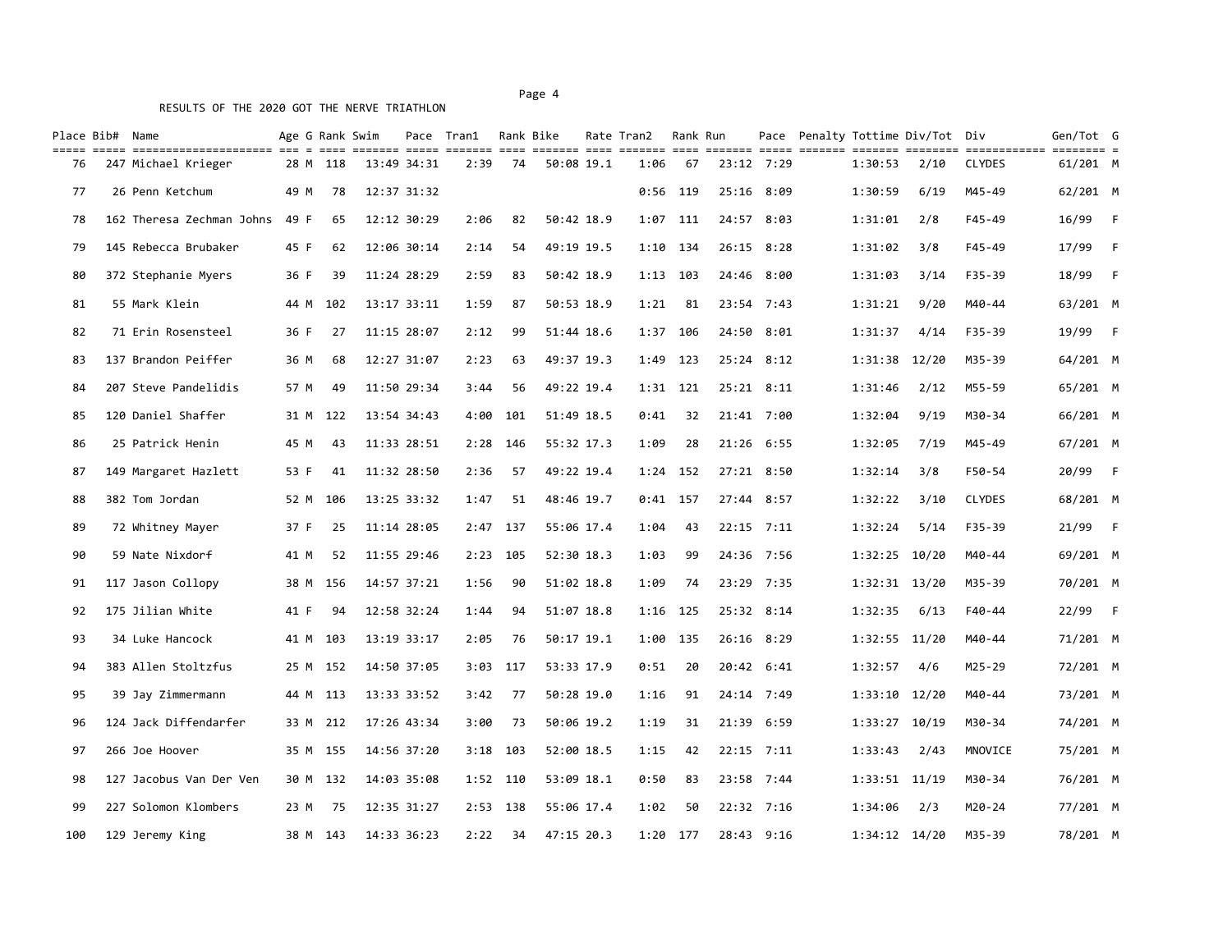RESULTS OF THE 2020 GOT THE NERVE TRIATHLON

| Place | Bib# | Name | Age | G | Rank | Swim | Pace | Tran1 | Rank | Bike | Rate | Tran2 | Rank | Run | Pace | Penalty | Tottime | Div/Tot | Div | Gen/Tot | G |
|---|---|---|---|---|---|---|---|---|---|---|---|---|---|---|---|---|---|---|---|---|---|
| 76 | 247 | Michael Krieger | 28 | M | 118 | 13:49 | 34:31 | 2:39 | 74 | 50:08 | 19.1 | 1:06 | 67 | 23:12 | 7:29 | | 1:30:53 | 2/10 | CLYDES | 61/201 | M |
| 77 | 26 | Penn Ketchum | 49 | M | 78 | 12:37 | 31:32 | | | | | 0:56 | 119 | 25:16 | 8:09 | | 1:30:59 | 6/19 | M45-49 | 62/201 | M |
| 78 | 162 | Theresa Zechman Johns | 49 | F | 65 | 12:12 | 30:29 | 2:06 | 82 | 50:42 | 18.9 | 1:07 | 111 | 24:57 | 8:03 | | 1:31:01 | 2/8 | F45-49 | 16/99 | F |
| 79 | 145 | Rebecca Brubaker | 45 | F | 62 | 12:06 | 30:14 | 2:14 | 54 | 49:19 | 19.5 | 1:10 | 134 | 26:15 | 8:28 | | 1:31:02 | 3/8 | F45-49 | 17/99 | F |
| 80 | 372 | Stephanie Myers | 36 | F | 39 | 11:24 | 28:29 | 2:59 | 83 | 50:42 | 18.9 | 1:13 | 103 | 24:46 | 8:00 | | 1:31:03 | 3/14 | F35-39 | 18/99 | F |
| 81 | 55 | Mark Klein | 44 | M | 102 | 13:17 | 33:11 | 1:59 | 87 | 50:53 | 18.9 | 1:21 | 81 | 23:54 | 7:43 | | 1:31:21 | 9/20 | M40-44 | 63/201 | M |
| 82 | 71 | Erin Rosensteel | 36 | F | 27 | 11:15 | 28:07 | 2:12 | 99 | 51:44 | 18.6 | 1:37 | 106 | 24:50 | 8:01 | | 1:31:37 | 4/14 | F35-39 | 19/99 | F |
| 83 | 137 | Brandon Peiffer | 36 | M | 68 | 12:27 | 31:07 | 2:23 | 63 | 49:37 | 19.3 | 1:49 | 123 | 25:24 | 8:12 | | 1:31:38 | 12/20 | M35-39 | 64/201 | M |
| 84 | 207 | Steve Pandelidis | 57 | M | 49 | 11:50 | 29:34 | 3:44 | 56 | 49:22 | 19.4 | 1:31 | 121 | 25:21 | 8:11 | | 1:31:46 | 2/12 | M55-59 | 65/201 | M |
| 85 | 120 | Daniel Shaffer | 31 | M | 122 | 13:54 | 34:43 | 4:00 | 101 | 51:49 | 18.5 | 0:41 | 32 | 21:41 | 7:00 | | 1:32:04 | 9/19 | M30-34 | 66/201 | M |
| 86 | 25 | Patrick Henin | 45 | M | 43 | 11:33 | 28:51 | 2:28 | 146 | 55:32 | 17.3 | 1:09 | 28 | 21:26 | 6:55 | | 1:32:05 | 7/19 | M45-49 | 67/201 | M |
| 87 | 149 | Margaret Hazlett | 53 | F | 41 | 11:32 | 28:50 | 2:36 | 57 | 49:22 | 19.4 | 1:24 | 152 | 27:21 | 8:50 | | 1:32:14 | 3/8 | F50-54 | 20/99 | F |
| 88 | 382 | Tom Jordan | 52 | M | 106 | 13:25 | 33:32 | 1:47 | 51 | 48:46 | 19.7 | 0:41 | 157 | 27:44 | 8:57 | | 1:32:22 | 3/10 | CLYDES | 68/201 | M |
| 89 | 72 | Whitney Mayer | 37 | F | 25 | 11:14 | 28:05 | 2:47 | 137 | 55:06 | 17.4 | 1:04 | 43 | 22:15 | 7:11 | | 1:32:24 | 5/14 | F35-39 | 21/99 | F |
| 90 | 59 | Nate Nixdorf | 41 | M | 52 | 11:55 | 29:46 | 2:23 | 105 | 52:30 | 18.3 | 1:03 | 99 | 24:36 | 7:56 | | 1:32:25 | 10/20 | M40-44 | 69/201 | M |
| 91 | 117 | Jason Collopy | 38 | M | 156 | 14:57 | 37:21 | 1:56 | 90 | 51:02 | 18.8 | 1:09 | 74 | 23:29 | 7:35 | | 1:32:31 | 13/20 | M35-39 | 70/201 | M |
| 92 | 175 | Jilian White | 41 | F | 94 | 12:58 | 32:24 | 1:44 | 94 | 51:07 | 18.8 | 1:16 | 125 | 25:32 | 8:14 | | 1:32:35 | 6/13 | F40-44 | 22/99 | F |
| 93 | 34 | Luke Hancock | 41 | M | 103 | 13:19 | 33:17 | 2:05 | 76 | 50:17 | 19.1 | 1:00 | 135 | 26:16 | 8:29 | | 1:32:55 | 11/20 | M40-44 | 71/201 | M |
| 94 | 383 | Allen Stoltzfus | 25 | M | 152 | 14:50 | 37:05 | 3:03 | 117 | 53:33 | 17.9 | 0:51 | 20 | 20:42 | 6:41 | | 1:32:57 | 4/6 | M25-29 | 72/201 | M |
| 95 | 39 | Jay Zimmermann | 44 | M | 113 | 13:33 | 33:52 | 3:42 | 77 | 50:28 | 19.0 | 1:16 | 91 | 24:14 | 7:49 | | 1:33:10 | 12/20 | M40-44 | 73/201 | M |
| 96 | 124 | Jack Diffendarfer | 33 | M | 212 | 17:26 | 43:34 | 3:00 | 73 | 50:06 | 19.2 | 1:19 | 31 | 21:39 | 6:59 | | 1:33:27 | 10/19 | M30-34 | 74/201 | M |
| 97 | 266 | Joe Hoover | 35 | M | 155 | 14:56 | 37:20 | 3:18 | 103 | 52:00 | 18.5 | 1:15 | 42 | 22:15 | 7:11 | | 1:33:43 | 2/43 | MNOVICE | 75/201 | M |
| 98 | 127 | Jacobus Van Der Ven | 30 | M | 132 | 14:03 | 35:08 | 1:52 | 110 | 53:09 | 18.1 | 0:50 | 83 | 23:58 | 7:44 | | 1:33:51 | 11/19 | M30-34 | 76/201 | M |
| 99 | 227 | Solomon Klombers | 23 | M | 75 | 12:35 | 31:27 | 2:53 | 138 | 55:06 | 17.4 | 1:02 | 50 | 22:32 | 7:16 | | 1:34:06 | 2/3 | M20-24 | 77/201 | M |
| 100 | 129 | Jeremy King | 38 | M | 143 | 14:33 | 36:23 | 2:22 | 34 | 47:15 | 20.3 | 1:20 | 177 | 28:43 | 9:16 | | 1:34:12 | 14/20 | M35-39 | 78/201 | M |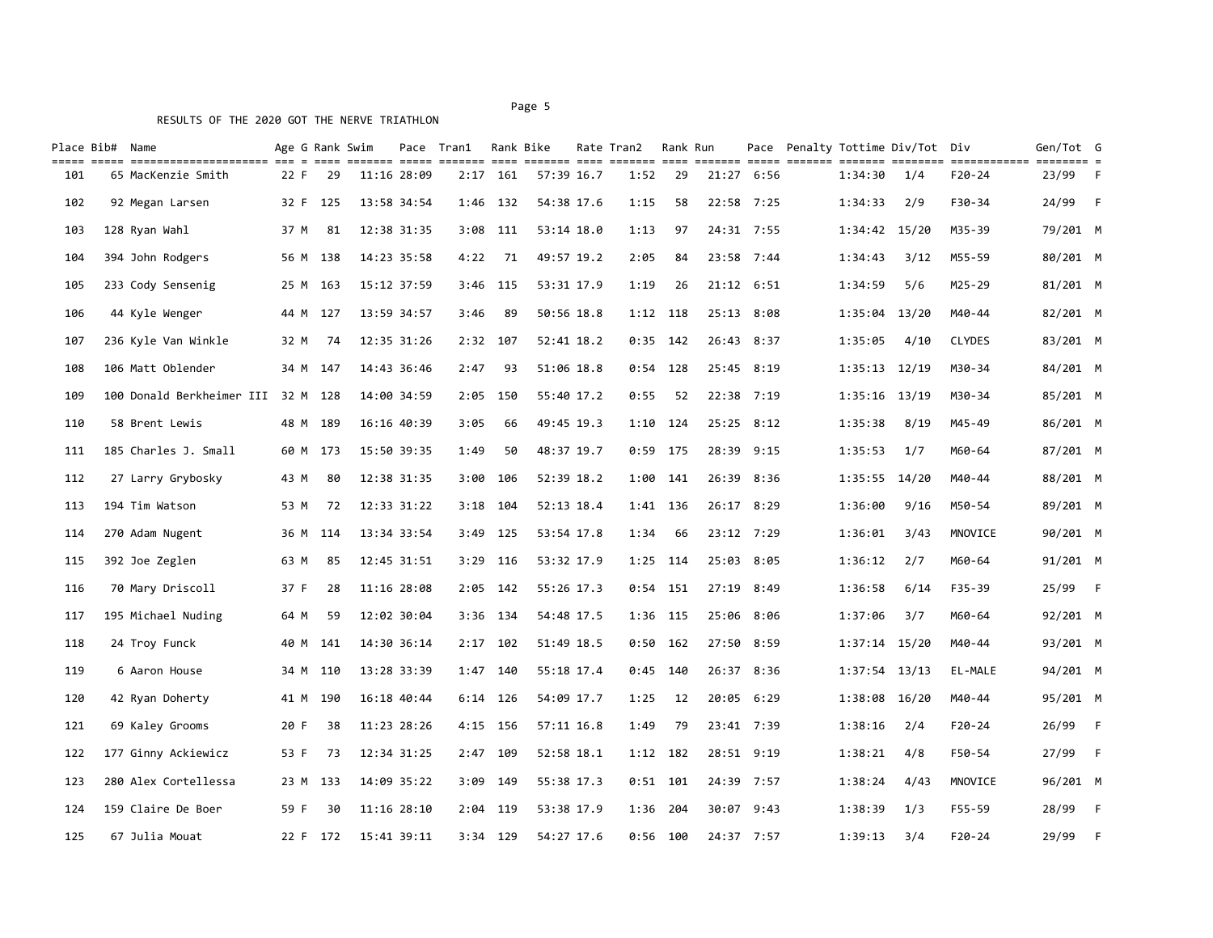RESULTS OF THE 2020 GOT THE NERVE TRIATHLON

| Place | Bib# | Name | Age | G | Rank | Swim | Pace | Tran1 | Rank | Bike | Rate | Tran2 | Rank | Run | Pace | Penalty | Tottime | Div/Tot | Div | Gen/Tot | G |
|---|---|---|---|---|---|---|---|---|---|---|---|---|---|---|---|---|---|---|---|---|---|
| 101 | 65 | MacKenzie Smith | 22 | F | 29 | 11:16 | 28:09 | 2:17 | 161 | 57:39 | 16.7 | 1:52 | 29 | 21:27 | 6:56 | | 1:34:30 | 1/4 | F20-24 | 23/99 | F |
| 102 | 92 | Megan Larsen | 32 | F | 125 | 13:58 | 34:54 | 1:46 | 132 | 54:38 | 17.6 | 1:15 | 58 | 22:58 | 7:25 | | 1:34:33 | 2/9 | F30-34 | 24/99 | F |
| 103 | 128 | Ryan Wahl | 37 | M | 81 | 12:38 | 31:35 | 3:08 | 111 | 53:14 | 18.0 | 1:13 | 97 | 24:31 | 7:55 | | 1:34:42 | 15/20 | M35-39 | 79/201 | M |
| 104 | 394 | John Rodgers | 56 | M | 138 | 14:23 | 35:58 | 4:22 | 71 | 49:57 | 19.2 | 2:05 | 84 | 23:58 | 7:44 | | 1:34:43 | 3/12 | M55-59 | 80/201 | M |
| 105 | 233 | Cody Sensenig | 25 | M | 163 | 15:12 | 37:59 | 3:46 | 115 | 53:31 | 17.9 | 1:19 | 26 | 21:12 | 6:51 | | 1:34:59 | 5/6 | M25-29 | 81/201 | M |
| 106 | 44 | Kyle Wenger | 44 | M | 127 | 13:59 | 34:57 | 3:46 | 89 | 50:56 | 18.8 | 1:12 | 118 | 25:13 | 8:08 | | 1:35:04 | 13/20 | M40-44 | 82/201 | M |
| 107 | 236 | Kyle Van Winkle | 32 | M | 74 | 12:35 | 31:26 | 2:32 | 107 | 52:41 | 18.2 | 0:35 | 142 | 26:43 | 8:37 | | 1:35:05 | 4/10 | CLYDES | 83/201 | M |
| 108 | 106 | Matt Oblender | 34 | M | 147 | 14:43 | 36:46 | 2:47 | 93 | 51:06 | 18.8 | 0:54 | 128 | 25:45 | 8:19 | | 1:35:13 | 12/19 | M30-34 | 84/201 | M |
| 109 | 100 | Donald Berkheimer III | 32 | M | 128 | 14:00 | 34:59 | 2:05 | 150 | 55:40 | 17.2 | 0:55 | 52 | 22:38 | 7:19 | | 1:35:16 | 13/19 | M30-34 | 85/201 | M |
| 110 | 58 | Brent Lewis | 48 | M | 189 | 16:16 | 40:39 | 3:05 | 66 | 49:45 | 19.3 | 1:10 | 124 | 25:25 | 8:12 | | 1:35:38 | 8/19 | M45-49 | 86/201 | M |
| 111 | 185 | Charles J. Small | 60 | M | 173 | 15:50 | 39:35 | 1:49 | 50 | 48:37 | 19.7 | 0:59 | 175 | 28:39 | 9:15 | | 1:35:53 | 1/7 | M60-64 | 87/201 | M |
| 112 | 27 | Larry Grybosky | 43 | M | 80 | 12:38 | 31:35 | 3:00 | 106 | 52:39 | 18.2 | 1:00 | 141 | 26:39 | 8:36 | | 1:35:55 | 14/20 | M40-44 | 88/201 | M |
| 113 | 194 | Tim Watson | 53 | M | 72 | 12:33 | 31:22 | 3:18 | 104 | 52:13 | 18.4 | 1:41 | 136 | 26:17 | 8:29 | | 1:36:00 | 9/16 | M50-54 | 89/201 | M |
| 114 | 270 | Adam Nugent | 36 | M | 114 | 13:34 | 33:54 | 3:49 | 125 | 53:54 | 17.8 | 1:34 | 66 | 23:12 | 7:29 | | 1:36:01 | 3/43 | MNOVICE | 90/201 | M |
| 115 | 392 | Joe Zeglen | 63 | M | 85 | 12:45 | 31:51 | 3:29 | 116 | 53:32 | 17.9 | 1:25 | 114 | 25:03 | 8:05 | | 1:36:12 | 2/7 | M60-64 | 91/201 | M |
| 116 | 70 | Mary Driscoll | 37 | F | 28 | 11:16 | 28:08 | 2:05 | 142 | 55:26 | 17.3 | 0:54 | 151 | 27:19 | 8:49 | | 1:36:58 | 6/14 | F35-39 | 25/99 | F |
| 117 | 195 | Michael Nuding | 64 | M | 59 | 12:02 | 30:04 | 3:36 | 134 | 54:48 | 17.5 | 1:36 | 115 | 25:06 | 8:06 | | 1:37:06 | 3/7 | M60-64 | 92/201 | M |
| 118 | 24 | Troy Funck | 40 | M | 141 | 14:30 | 36:14 | 2:17 | 102 | 51:49 | 18.5 | 0:50 | 162 | 27:50 | 8:59 | | 1:37:14 | 15/20 | M40-44 | 93/201 | M |
| 119 | 6 | Aaron House | 34 | M | 110 | 13:28 | 33:39 | 1:47 | 140 | 55:18 | 17.4 | 0:45 | 140 | 26:37 | 8:36 | | 1:37:54 | 13/13 | EL-MALE | 94/201 | M |
| 120 | 42 | Ryan Doherty | 41 | M | 190 | 16:18 | 40:44 | 6:14 | 126 | 54:09 | 17.7 | 1:25 | 12 | 20:05 | 6:29 | | 1:38:08 | 16/20 | M40-44 | 95/201 | M |
| 121 | 69 | Kaley Grooms | 20 | F | 38 | 11:23 | 28:26 | 4:15 | 156 | 57:11 | 16.8 | 1:49 | 79 | 23:41 | 7:39 | | 1:38:16 | 2/4 | F20-24 | 26/99 | F |
| 122 | 177 | Ginny Ackiewicz | 53 | F | 73 | 12:34 | 31:25 | 2:47 | 109 | 52:58 | 18.1 | 1:12 | 182 | 28:51 | 9:19 | | 1:38:21 | 4/8 | F50-54 | 27/99 | F |
| 123 | 280 | Alex Cortellessa | 23 | M | 133 | 14:09 | 35:22 | 3:09 | 149 | 55:38 | 17.3 | 0:51 | 101 | 24:39 | 7:57 | | 1:38:24 | 4/43 | MNOVICE | 96/201 | M |
| 124 | 159 | Claire De Boer | 59 | F | 30 | 11:16 | 28:10 | 2:04 | 119 | 53:38 | 17.9 | 1:36 | 204 | 30:07 | 9:43 | | 1:38:39 | 1/3 | F55-59 | 28/99 | F |
| 125 | 67 | Julia Mouat | 22 | F | 172 | 15:41 | 39:11 | 3:34 | 129 | 54:27 | 17.6 | 0:56 | 100 | 24:37 | 7:57 | | 1:39:13 | 3/4 | F20-24 | 29/99 | F |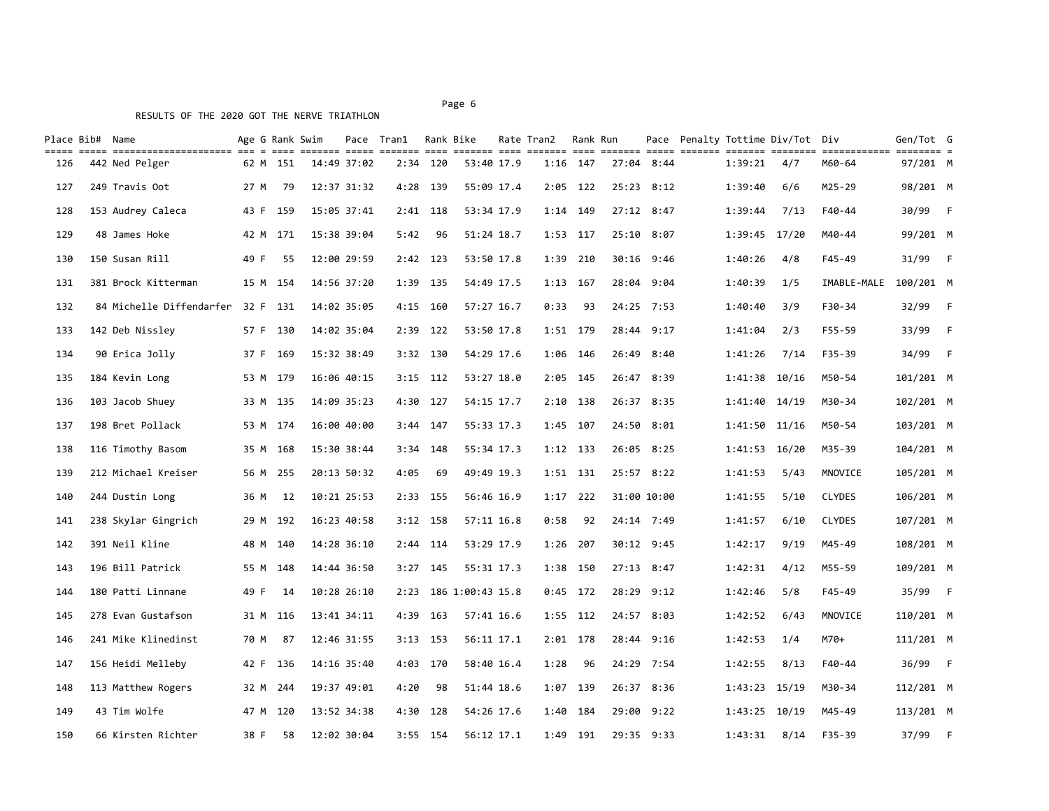RESULTS OF THE 2020 GOT THE NERVE TRIATHLON

| Place | Bib# | Name | Age | G | Rank | Swim | Pace | Tran1 | Rank | Bike | Rate | Tran2 | Rank | Run | Pace | Penalty | Tottime | Div/Tot | Div | Gen/Tot | G |
|---|---|---|---|---|---|---|---|---|---|---|---|---|---|---|---|---|---|---|---|---|---|
| 126 | 442 | Ned Pelger | 62 | M | 151 | 14:49 | 37:02 | 2:34 | 120 | 53:40 | 17.9 | 1:16 | 147 | 27:04 | 8:44 | | 1:39:21 | 4/7 | M60-64 | 97/201 | M |
| 127 | 249 | Travis Oot | 27 | M | 79 | 12:37 | 31:32 | 4:28 | 139 | 55:09 | 17.4 | 2:05 | 122 | 25:23 | 8:12 | | 1:39:40 | 6/6 | M25-29 | 98/201 | M |
| 128 | 153 | Audrey Caleca | 43 | F | 159 | 15:05 | 37:41 | 2:41 | 118 | 53:34 | 17.9 | 1:14 | 149 | 27:12 | 8:47 | | 1:39:44 | 7/13 | F40-44 | 30/99 | F |
| 129 | 48 | James Hoke | 42 | M | 171 | 15:38 | 39:04 | 5:42 | 96 | 51:24 | 18.7 | 1:53 | 117 | 25:10 | 8:07 | | 1:39:45 | 17/20 | M40-44 | 99/201 | M |
| 130 | 150 | Susan Rill | 49 | F | 55 | 12:00 | 29:59 | 2:42 | 123 | 53:50 | 17.8 | 1:39 | 210 | 30:16 | 9:46 | | 1:40:26 | 4/8 | F45-49 | 31/99 | F |
| 131 | 381 | Brock Kitterman | 15 | M | 154 | 14:56 | 37:20 | 1:39 | 135 | 54:49 | 17.5 | 1:13 | 167 | 28:04 | 9:04 | | 1:40:39 | 1/5 | IMABLE-MALE | 100/201 | M |
| 132 | 84 | Michelle Diffendarfer | 32 | F | 131 | 14:02 | 35:05 | 4:15 | 160 | 57:27 | 16.7 | 0:33 | 93 | 24:25 | 7:53 | | 1:40:40 | 3/9 | F30-34 | 32/99 | F |
| 133 | 142 | Deb Nissley | 57 | F | 130 | 14:02 | 35:04 | 2:39 | 122 | 53:50 | 17.8 | 1:51 | 179 | 28:44 | 9:17 | | 1:41:04 | 2/3 | F55-59 | 33/99 | F |
| 134 | 90 | Erica Jolly | 37 | F | 169 | 15:32 | 38:49 | 3:32 | 130 | 54:29 | 17.6 | 1:06 | 146 | 26:49 | 8:40 | | 1:41:26 | 7/14 | F35-39 | 34/99 | F |
| 135 | 184 | Kevin Long | 53 | M | 179 | 16:06 | 40:15 | 3:15 | 112 | 53:27 | 18.0 | 2:05 | 145 | 26:47 | 8:39 | | 1:41:38 | 10/16 | M50-54 | 101/201 | M |
| 136 | 103 | Jacob Shuey | 33 | M | 135 | 14:09 | 35:23 | 4:30 | 127 | 54:15 | 17.7 | 2:10 | 138 | 26:37 | 8:35 | | 1:41:40 | 14/19 | M30-34 | 102/201 | M |
| 137 | 198 | Bret Pollack | 53 | M | 174 | 16:00 | 40:00 | 3:44 | 147 | 55:33 | 17.3 | 1:45 | 107 | 24:50 | 8:01 | | 1:41:50 | 11/16 | M50-54 | 103/201 | M |
| 138 | 116 | Timothy Basom | 35 | M | 168 | 15:30 | 38:44 | 3:34 | 148 | 55:34 | 17.3 | 1:12 | 133 | 26:05 | 8:25 | | 1:41:53 | 16/20 | M35-39 | 104/201 | M |
| 139 | 212 | Michael Kreiser | 56 | M | 255 | 20:13 | 50:32 | 4:05 | 69 | 49:49 | 19.3 | 1:51 | 131 | 25:57 | 8:22 | | 1:41:53 | 5/43 | MNOVICE | 105/201 | M |
| 140 | 244 | Dustin Long | 36 | M | 12 | 10:21 | 25:53 | 2:33 | 155 | 56:46 | 16.9 | 1:17 | 222 | 31:00 | 10:00 | | 1:41:55 | 5/10 | CLYDES | 106/201 | M |
| 141 | 238 | Skylar Gingrich | 29 | M | 192 | 16:23 | 40:58 | 3:12 | 158 | 57:11 | 16.8 | 0:58 | 92 | 24:14 | 7:49 | | 1:41:57 | 6/10 | CLYDES | 107/201 | M |
| 142 | 391 | Neil Kline | 48 | M | 140 | 14:28 | 36:10 | 2:44 | 114 | 53:29 | 17.9 | 1:26 | 207 | 30:12 | 9:45 | | 1:42:17 | 9/19 | M45-49 | 108/201 | M |
| 143 | 196 | Bill Patrick | 55 | M | 148 | 14:44 | 36:50 | 3:27 | 145 | 55:31 | 17.3 | 1:38 | 150 | 27:13 | 8:47 | | 1:42:31 | 4/12 | M55-59 | 109/201 | M |
| 144 | 180 | Patti Linnane | 49 | F | 14 | 10:28 | 26:10 | 2:23 | 186 | 1:00:43 | 15.8 | 0:45 | 172 | 28:29 | 9:12 | | 1:42:46 | 5/8 | F45-49 | 35/99 | F |
| 145 | 278 | Evan Gustafson | 31 | M | 116 | 13:41 | 34:11 | 4:39 | 163 | 57:41 | 16.6 | 1:55 | 112 | 24:57 | 8:03 | | 1:42:52 | 6/43 | MNOVICE | 110/201 | M |
| 146 | 241 | Mike Klinedinst | 70 | M | 87 | 12:46 | 31:55 | 3:13 | 153 | 56:11 | 17.1 | 2:01 | 178 | 28:44 | 9:16 | | 1:42:53 | 1/4 | M70+ | 111/201 | M |
| 147 | 156 | Heidi Melleby | 42 | F | 136 | 14:16 | 35:40 | 4:03 | 170 | 58:40 | 16.4 | 1:28 | 96 | 24:29 | 7:54 | | 1:42:55 | 8/13 | F40-44 | 36/99 | F |
| 148 | 113 | Matthew Rogers | 32 | M | 244 | 19:37 | 49:01 | 4:20 | 98 | 51:44 | 18.6 | 1:07 | 139 | 26:37 | 8:36 | | 1:43:23 | 15/19 | M30-34 | 112/201 | M |
| 149 | 43 | Tim Wolfe | 47 | M | 120 | 13:52 | 34:38 | 4:30 | 128 | 54:26 | 17.6 | 1:40 | 184 | 29:00 | 9:22 | | 1:43:25 | 10/19 | M45-49 | 113/201 | M |
| 150 | 66 | Kirsten Richter | 38 | F | 58 | 12:02 | 30:04 | 3:55 | 154 | 56:12 | 17.1 | 1:49 | 191 | 29:35 | 9:33 | | 1:43:31 | 8/14 | F35-39 | 37/99 | F |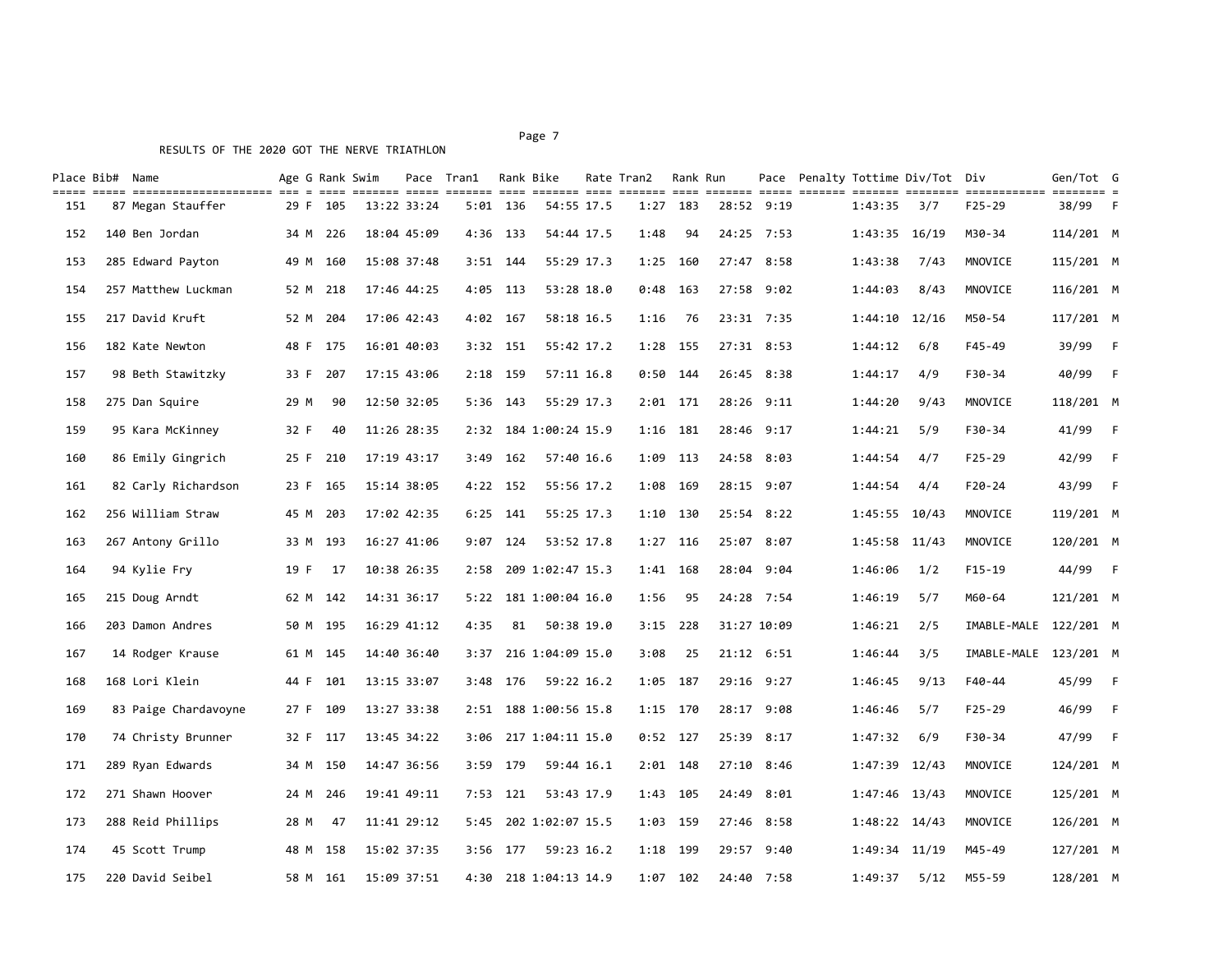RESULTS OF THE 2020 GOT THE NERVE TRIATHLON

| Place | Bib# | Name | Age | G | Rank | Swim | Pace | Tran1 | Rank | Bike | Rate | Tran2 | Rank | Run | Pace | Penalty | Tottime | Div/Tot | Div | Gen/Tot | G |
|---|---|---|---|---|---|---|---|---|---|---|---|---|---|---|---|---|---|---|---|---|---|
| 151 | 87 | Megan Stauffer | 29 | F | 105 | 13:22 | 33:24 | 5:01 | 136 | 54:55 | 17.5 | 1:27 | 183 | 28:52 | 9:19 | | 1:43:35 | 3/7 | F25-29 | 38/99 | F |
| 152 | 140 | Ben Jordan | 34 | M | 226 | 18:04 | 45:09 | 4:36 | 133 | 54:44 | 17.5 | 1:48 | 94 | 24:25 | 7:53 | | 1:43:35 | 16/19 | M30-34 | 114/201 | M |
| 153 | 285 | Edward Payton | 49 | M | 160 | 15:08 | 37:48 | 3:51 | 144 | 55:29 | 17.3 | 1:25 | 160 | 27:47 | 8:58 | | 1:43:38 | 7/43 | MNOVICE | 115/201 | M |
| 154 | 257 | Matthew Luckman | 52 | M | 218 | 17:46 | 44:25 | 4:05 | 113 | 53:28 | 18.0 | 0:48 | 163 | 27:58 | 9:02 | | 1:44:03 | 8/43 | MNOVICE | 116/201 | M |
| 155 | 217 | David Kruft | 52 | M | 204 | 17:06 | 42:43 | 4:02 | 167 | 58:18 | 16.5 | 1:16 | 76 | 23:31 | 7:35 | | 1:44:10 | 12/16 | M50-54 | 117/201 | M |
| 156 | 182 | Kate Newton | 48 | F | 175 | 16:01 | 40:03 | 3:32 | 151 | 55:42 | 17.2 | 1:28 | 155 | 27:31 | 8:53 | | 1:44:12 | 6/8 | F45-49 | 39/99 | F |
| 157 | 98 | Beth Stawitzky | 33 | F | 207 | 17:15 | 43:06 | 2:18 | 159 | 57:11 | 16.8 | 0:50 | 144 | 26:45 | 8:38 | | 1:44:17 | 4/9 | F30-34 | 40/99 | F |
| 158 | 275 | Dan Squire | 29 | M | 90 | 12:50 | 32:05 | 5:36 | 143 | 55:29 | 17.3 | 2:01 | 171 | 28:26 | 9:11 | | 1:44:20 | 9/43 | MNOVICE | 118/201 | M |
| 159 | 95 | Kara McKinney | 32 | F | 40 | 11:26 | 28:35 | 2:32 | 184 | 1:00:24 | 15.9 | 1:16 | 181 | 28:46 | 9:17 | | 1:44:21 | 5/9 | F30-34 | 41/99 | F |
| 160 | 86 | Emily Gingrich | 25 | F | 210 | 17:19 | 43:17 | 3:49 | 162 | 57:40 | 16.6 | 1:09 | 113 | 24:58 | 8:03 | | 1:44:54 | 4/7 | F25-29 | 42/99 | F |
| 161 | 82 | Carly Richardson | 23 | F | 165 | 15:14 | 38:05 | 4:22 | 152 | 55:56 | 17.2 | 1:08 | 169 | 28:15 | 9:07 | | 1:44:54 | 4/4 | F20-24 | 43/99 | F |
| 162 | 256 | William Straw | 45 | M | 203 | 17:02 | 42:35 | 6:25 | 141 | 55:25 | 17.3 | 1:10 | 130 | 25:54 | 8:22 | | 1:45:55 | 10/43 | MNOVICE | 119/201 | M |
| 163 | 267 | Antony Grillo | 33 | M | 193 | 16:27 | 41:06 | 9:07 | 124 | 53:52 | 17.8 | 1:27 | 116 | 25:07 | 8:07 | | 1:45:58 | 11/43 | MNOVICE | 120/201 | M |
| 164 | 94 | Kylie Fry | 19 | F | 17 | 10:38 | 26:35 | 2:58 | 209 | 1:02:47 | 15.3 | 1:41 | 168 | 28:04 | 9:04 | | 1:46:06 | 1/2 | F15-19 | 44/99 | F |
| 165 | 215 | Doug Arndt | 62 | M | 142 | 14:31 | 36:17 | 5:22 | 181 | 1:00:04 | 16.0 | 1:56 | 95 | 24:28 | 7:54 | | 1:46:19 | 5/7 | M60-64 | 121/201 | M |
| 166 | 203 | Damon Andres | 50 | M | 195 | 16:29 | 41:12 | 4:35 | 81 | 50:38 | 19.0 | 3:15 | 228 | 31:27 | 10:09 | | 1:46:21 | 2/5 | IMABLE-MALE | 122/201 | M |
| 167 | 14 | Rodger Krause | 61 | M | 145 | 14:40 | 36:40 | 3:37 | 216 | 1:04:09 | 15.0 | 3:08 | 25 | 21:12 | 6:51 | | 1:46:44 | 3/5 | IMABLE-MALE | 123/201 | M |
| 168 | 168 | Lori Klein | 44 | F | 101 | 13:15 | 33:07 | 3:48 | 176 | 59:22 | 16.2 | 1:05 | 187 | 29:16 | 9:27 | | 1:46:45 | 9/13 | F40-44 | 45/99 | F |
| 169 | 83 | Paige Chardavoyne | 27 | F | 109 | 13:27 | 33:38 | 2:51 | 188 | 1:00:56 | 15.8 | 1:15 | 170 | 28:17 | 9:08 | | 1:46:46 | 5/7 | F25-29 | 46/99 | F |
| 170 | 74 | Christy Brunner | 32 | F | 117 | 13:45 | 34:22 | 3:06 | 217 | 1:04:11 | 15.0 | 0:52 | 127 | 25:39 | 8:17 | | 1:47:32 | 6/9 | F30-34 | 47/99 | F |
| 171 | 289 | Ryan Edwards | 34 | M | 150 | 14:47 | 36:56 | 3:59 | 179 | 59:44 | 16.1 | 2:01 | 148 | 27:10 | 8:46 | | 1:47:39 | 12/43 | MNOVICE | 124/201 | M |
| 172 | 271 | Shawn Hoover | 24 | M | 246 | 19:41 | 49:11 | 7:53 | 121 | 53:43 | 17.9 | 1:43 | 105 | 24:49 | 8:01 | | 1:47:46 | 13/43 | MNOVICE | 125/201 | M |
| 173 | 288 | Reid Phillips | 28 | M | 47 | 11:41 | 29:12 | 5:45 | 202 | 1:02:07 | 15.5 | 1:03 | 159 | 27:46 | 8:58 | | 1:48:22 | 14/43 | MNOVICE | 126/201 | M |
| 174 | 45 | Scott Trump | 48 | M | 158 | 15:02 | 37:35 | 3:56 | 177 | 59:23 | 16.2 | 1:18 | 199 | 29:57 | 9:40 | | 1:49:34 | 11/19 | M45-49 | 127/201 | M |
| 175 | 220 | David Seibel | 58 | M | 161 | 15:09 | 37:51 | 4:30 | 218 | 1:04:13 | 14.9 | 1:07 | 102 | 24:40 | 7:58 | | 1:49:37 | 5/12 | M55-59 | 128/201 | M |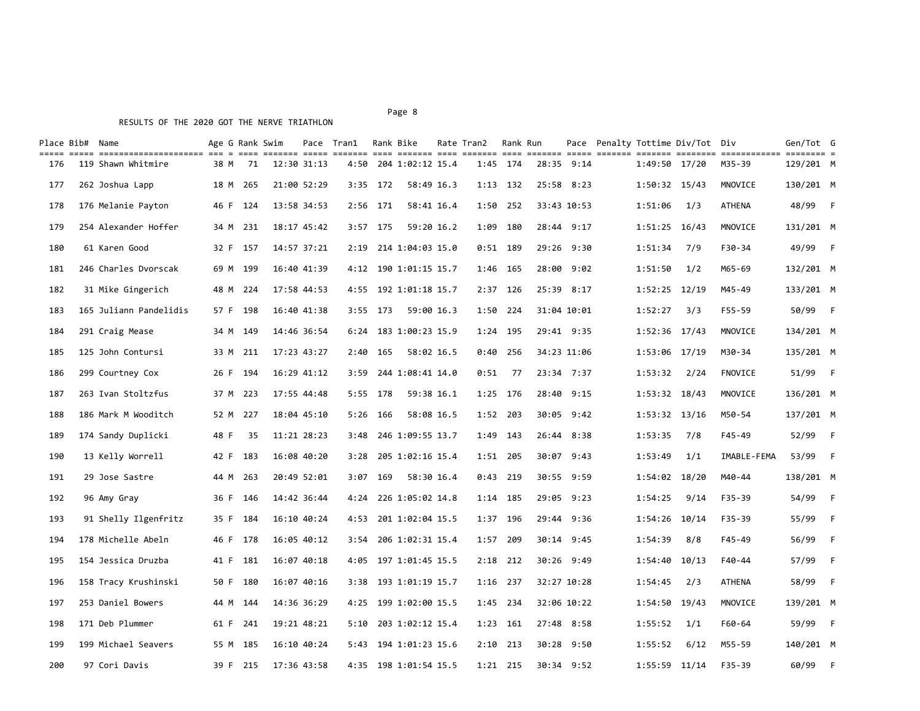RESULTS OF THE 2020 GOT THE NERVE TRIATHLON

| Place | Bib# | Name | Age | G | Rank | Swim | Pace | Tran1 | Rank | Bike | Rate | Tran2 | Rank | Run | Pace | Penalty | Tottime | Div/Tot | Div | Gen/Tot | G |
|---|---|---|---|---|---|---|---|---|---|---|---|---|---|---|---|---|---|---|---|---|---|
| 176 | 119 | Shawn Whitmire | 38 | M | 71 | 12:30 | 31:13 | 4:50 | 204 | 1:02:12 | 15.4 | 1:45 | 174 | 28:35 | 9:14 | | 1:49:50 | 17/20 | M35-39 | 129/201 | M |
| 177 | 262 | Joshua Lapp | 18 | M | 265 | 21:00 | 52:29 | 3:35 | 172 | 58:49 | 16.3 | 1:13 | 132 | 25:58 | 8:23 | | 1:50:32 | 15/43 | MNOVICE | 130/201 | M |
| 178 | 176 | Melanie Payton | 46 | F | 124 | 13:58 | 34:53 | 2:56 | 171 | 58:41 | 16.4 | 1:50 | 252 | 33:43 | 10:53 | | 1:51:06 | 1/3 | ATHENA | 48/99 | F |
| 179 | 254 | Alexander Hoffer | 34 | M | 231 | 18:17 | 45:42 | 3:57 | 175 | 59:20 | 16.2 | 1:09 | 180 | 28:44 | 9:17 | | 1:51:25 | 16/43 | MNOVICE | 131/201 | M |
| 180 | 61 | Karen Good | 32 | F | 157 | 14:57 | 37:21 | 2:19 | 214 | 1:04:03 | 15.0 | 0:51 | 189 | 29:26 | 9:30 | | 1:51:34 | 7/9 | F30-34 | 49/99 | F |
| 181 | 246 | Charles Dvorscak | 69 | M | 199 | 16:40 | 41:39 | 4:12 | 190 | 1:01:15 | 15.7 | 1:46 | 165 | 28:00 | 9:02 | | 1:51:50 | 1/2 | M65-69 | 132/201 | M |
| 182 | 31 | Mike Gingerich | 48 | M | 224 | 17:58 | 44:53 | 4:55 | 192 | 1:01:18 | 15.7 | 2:37 | 126 | 25:39 | 8:17 | | 1:52:25 | 12/19 | M45-49 | 133/201 | M |
| 183 | 165 | Juliann Pandelidis | 57 | F | 198 | 16:40 | 41:38 | 3:55 | 173 | 59:00 | 16.3 | 1:50 | 224 | 31:04 | 10:01 | | 1:52:27 | 3/3 | F55-59 | 50/99 | F |
| 184 | 291 | Craig Mease | 34 | M | 149 | 14:46 | 36:54 | 6:24 | 183 | 1:00:23 | 15.9 | 1:24 | 195 | 29:41 | 9:35 | | 1:52:36 | 17/43 | MNOVICE | 134/201 | M |
| 185 | 125 | John Contursi | 33 | M | 211 | 17:23 | 43:27 | 2:40 | 165 | 58:02 | 16.5 | 0:40 | 256 | 34:23 | 11:06 | | 1:53:06 | 17/19 | M30-34 | 135/201 | M |
| 186 | 299 | Courtney Cox | 26 | F | 194 | 16:29 | 41:12 | 3:59 | 244 | 1:08:41 | 14.0 | 0:51 | 77 | 23:34 | 7:37 | | 1:53:32 | 2/24 | FNOVICE | 51/99 | F |
| 187 | 263 | Ivan Stoltzfus | 37 | M | 223 | 17:55 | 44:48 | 5:55 | 178 | 59:38 | 16.1 | 1:25 | 176 | 28:40 | 9:15 | | 1:53:32 | 18/43 | MNOVICE | 136/201 | M |
| 188 | 186 | Mark M Wooditch | 52 | M | 227 | 18:04 | 45:10 | 5:26 | 166 | 58:08 | 16.5 | 1:52 | 203 | 30:05 | 9:42 | | 1:53:32 | 13/16 | M50-54 | 137/201 | M |
| 189 | 174 | Sandy Duplicki | 48 | F | 35 | 11:21 | 28:23 | 3:48 | 246 | 1:09:55 | 13.7 | 1:49 | 143 | 26:44 | 8:38 | | 1:53:35 | 7/8 | F45-49 | 52/99 | F |
| 190 | 13 | Kelly Worrell | 42 | F | 183 | 16:08 | 40:20 | 3:28 | 205 | 1:02:16 | 15.4 | 1:51 | 205 | 30:07 | 9:43 | | 1:53:49 | 1/1 | IMABLE-FEMA | 53/99 | F |
| 191 | 29 | Jose Sastre | 44 | M | 263 | 20:49 | 52:01 | 3:07 | 169 | 58:30 | 16.4 | 0:43 | 219 | 30:55 | 9:59 | | 1:54:02 | 18/20 | M40-44 | 138/201 | M |
| 192 | 96 | Amy Gray | 36 | F | 146 | 14:42 | 36:44 | 4:24 | 226 | 1:05:02 | 14.8 | 1:14 | 185 | 29:05 | 9:23 | | 1:54:25 | 9/14 | F35-39 | 54/99 | F |
| 193 | 91 | Shelly Ilgenfritz | 35 | F | 184 | 16:10 | 40:24 | 4:53 | 201 | 1:02:04 | 15.5 | 1:37 | 196 | 29:44 | 9:36 | | 1:54:26 | 10/14 | F35-39 | 55/99 | F |
| 194 | 178 | Michelle Abeln | 46 | F | 178 | 16:05 | 40:12 | 3:54 | 206 | 1:02:31 | 15.4 | 1:57 | 209 | 30:14 | 9:45 | | 1:54:39 | 8/8 | F45-49 | 56/99 | F |
| 195 | 154 | Jessica Druzba | 41 | F | 181 | 16:07 | 40:18 | 4:05 | 197 | 1:01:45 | 15.5 | 2:18 | 212 | 30:26 | 9:49 | | 1:54:40 | 10/13 | F40-44 | 57/99 | F |
| 196 | 158 | Tracy Krushinski | 50 | F | 180 | 16:07 | 40:16 | 3:38 | 193 | 1:01:19 | 15.7 | 1:16 | 237 | 32:27 | 10:28 | | 1:54:45 | 2/3 | ATHENA | 58/99 | F |
| 197 | 253 | Daniel Bowers | 44 | M | 144 | 14:36 | 36:29 | 4:25 | 199 | 1:02:00 | 15.5 | 1:45 | 234 | 32:06 | 10:22 | | 1:54:50 | 19/43 | MNOVICE | 139/201 | M |
| 198 | 171 | Deb Plummer | 61 | F | 241 | 19:21 | 48:21 | 5:10 | 203 | 1:02:12 | 15.4 | 1:23 | 161 | 27:48 | 8:58 | | 1:55:52 | 1/1 | F60-64 | 59/99 | F |
| 199 | 199 | Michael Seavers | 55 | M | 185 | 16:10 | 40:24 | 5:43 | 194 | 1:01:23 | 15.6 | 2:10 | 213 | 30:28 | 9:50 | | 1:55:52 | 6/12 | M55-59 | 140/201 | M |
| 200 | 97 | Cori Davis | 39 | F | 215 | 17:36 | 43:58 | 4:35 | 198 | 1:01:54 | 15.5 | 1:21 | 215 | 30:34 | 9:52 | | 1:55:59 | 11/14 | F35-39 | 60/99 | F |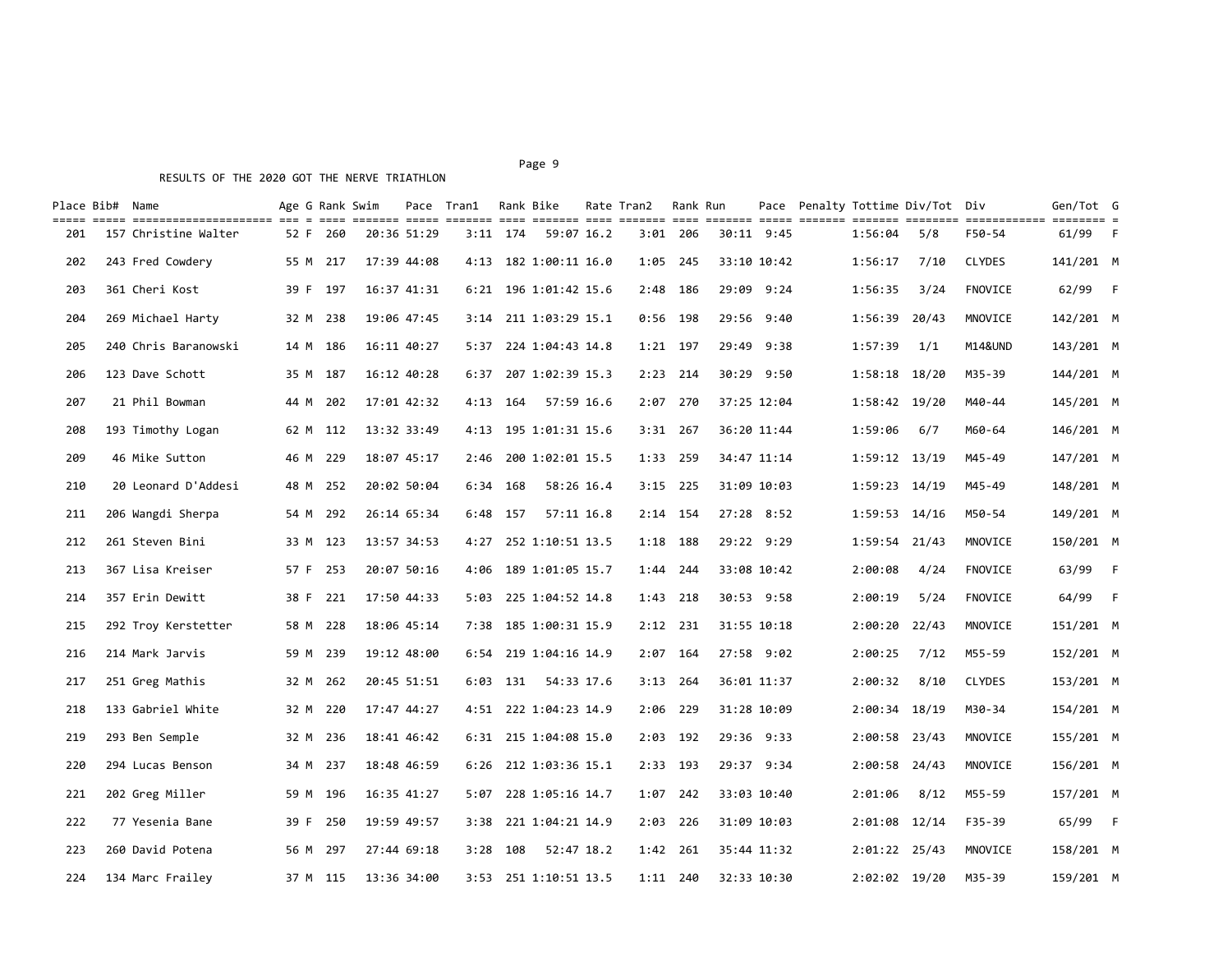RESULTS OF THE 2020 GOT THE NERVE TRIATHLON

| Place | Bib# | Name | Age | G | Rank | Swim | Pace | Tran1 | Rank | Bike | Rate | Tran2 | Rank | Run | Pace | Penalty | Tottime | Div/Tot | Div | Gen/Tot | G |
|---|---|---|---|---|---|---|---|---|---|---|---|---|---|---|---|---|---|---|---|---|---|
| 201 | 157 | Christine Walter | 52 | F | 260 | 20:36 | 51:29 | 3:11 | 174 | 59:07 | 16.2 | 3:01 | 206 | 30:11 | 9:45 | | 1:56:04 | 5/8 | F50-54 | 61/99 | F |
| 202 | 243 | Fred Cowdery | 55 | M | 217 | 17:39 | 44:08 | 4:13 | 182 | 1:00:11 | 16.0 | 1:05 | 245 | 33:10 | 10:42 | | 1:56:17 | 7/10 | CLYDES | 141/201 | M |
| 203 | 361 | Cheri Kost | 39 | F | 197 | 16:37 | 41:31 | 6:21 | 196 | 1:01:42 | 15.6 | 2:48 | 186 | 29:09 | 9:24 | | 1:56:35 | 3/24 | FNOVICE | 62/99 | F |
| 204 | 269 | Michael Harty | 32 | M | 238 | 19:06 | 47:45 | 3:14 | 211 | 1:03:29 | 15.1 | 0:56 | 198 | 29:56 | 9:40 | | 1:56:39 | 20/43 | MNOVICE | 142/201 | M |
| 205 | 240 | Chris Baranowski | 14 | M | 186 | 16:11 | 40:27 | 5:37 | 224 | 1:04:43 | 14.8 | 1:21 | 197 | 29:49 | 9:38 | | 1:57:39 | 1/1 | M14&UND | 143/201 | M |
| 206 | 123 | Dave Schott | 35 | M | 187 | 16:12 | 40:28 | 6:37 | 207 | 1:02:39 | 15.3 | 2:23 | 214 | 30:29 | 9:50 | | 1:58:18 | 18/20 | M35-39 | 144/201 | M |
| 207 | 21 | Phil Bowman | 44 | M | 202 | 17:01 | 42:32 | 4:13 | 164 | 57:59 | 16.6 | 2:07 | 270 | 37:25 | 12:04 | | 1:58:42 | 19/20 | M40-44 | 145/201 | M |
| 208 | 193 | Timothy Logan | 62 | M | 112 | 13:32 | 33:49 | 4:13 | 195 | 1:01:31 | 15.6 | 3:31 | 267 | 36:20 | 11:44 | | 1:59:06 | 6/7 | M60-64 | 146/201 | M |
| 209 | 46 | Mike Sutton | 46 | M | 229 | 18:07 | 45:17 | 2:46 | 200 | 1:02:01 | 15.5 | 1:33 | 259 | 34:47 | 11:14 | | 1:59:12 | 13/19 | M45-49 | 147/201 | M |
| 210 | 20 | Leonard D'Addesi | 48 | M | 252 | 20:02 | 50:04 | 6:34 | 168 | 58:26 | 16.4 | 3:15 | 225 | 31:09 | 10:03 | | 1:59:23 | 14/19 | M45-49 | 148/201 | M |
| 211 | 206 | Wangdi Sherpa | 54 | M | 292 | 26:14 | 65:34 | 6:48 | 157 | 57:11 | 16.8 | 2:14 | 154 | 27:28 | 8:52 | | 1:59:53 | 14/16 | M50-54 | 149/201 | M |
| 212 | 261 | Steven Bini | 33 | M | 123 | 13:57 | 34:53 | 4:27 | 252 | 1:10:51 | 13.5 | 1:18 | 188 | 29:22 | 9:29 | | 1:59:54 | 21/43 | MNOVICE | 150/201 | M |
| 213 | 367 | Lisa Kreiser | 57 | F | 253 | 20:07 | 50:16 | 4:06 | 189 | 1:01:05 | 15.7 | 1:44 | 244 | 33:08 | 10:42 | | 2:00:08 | 4/24 | FNOVICE | 63/99 | F |
| 214 | 357 | Erin Dewitt | 38 | F | 221 | 17:50 | 44:33 | 5:03 | 225 | 1:04:52 | 14.8 | 1:43 | 218 | 30:53 | 9:58 | | 2:00:19 | 5/24 | FNOVICE | 64/99 | F |
| 215 | 292 | Troy Kerstetter | 58 | M | 228 | 18:06 | 45:14 | 7:38 | 185 | 1:00:31 | 15.9 | 2:12 | 231 | 31:55 | 10:18 | | 2:00:20 | 22/43 | MNOVICE | 151/201 | M |
| 216 | 214 | Mark Jarvis | 59 | M | 239 | 19:12 | 48:00 | 6:54 | 219 | 1:04:16 | 14.9 | 2:07 | 164 | 27:58 | 9:02 | | 2:00:25 | 7/12 | M55-59 | 152/201 | M |
| 217 | 251 | Greg Mathis | 32 | M | 262 | 20:45 | 51:51 | 6:03 | 131 | 54:33 | 17.6 | 3:13 | 264 | 36:01 | 11:37 | | 2:00:32 | 8/10 | CLYDES | 153/201 | M |
| 218 | 133 | Gabriel White | 32 | M | 220 | 17:47 | 44:27 | 4:51 | 222 | 1:04:23 | 14.9 | 2:06 | 229 | 31:28 | 10:09 | | 2:00:34 | 18/19 | M30-34 | 154/201 | M |
| 219 | 293 | Ben Semple | 32 | M | 236 | 18:41 | 46:42 | 6:31 | 215 | 1:04:08 | 15.0 | 2:03 | 192 | 29:36 | 9:33 | | 2:00:58 | 23/43 | MNOVICE | 155/201 | M |
| 220 | 294 | Lucas Benson | 34 | M | 237 | 18:48 | 46:59 | 6:26 | 212 | 1:03:36 | 15.1 | 2:33 | 193 | 29:37 | 9:34 | | 2:00:58 | 24/43 | MNOVICE | 156/201 | M |
| 221 | 202 | Greg Miller | 59 | M | 196 | 16:35 | 41:27 | 5:07 | 228 | 1:05:16 | 14.7 | 1:07 | 242 | 33:03 | 10:40 | | 2:01:06 | 8/12 | M55-59 | 157/201 | M |
| 222 | 77 | Yesenia Bane | 39 | F | 250 | 19:59 | 49:57 | 3:38 | 221 | 1:04:21 | 14.9 | 2:03 | 226 | 31:09 | 10:03 | | 2:01:08 | 12/14 | F35-39 | 65/99 | F |
| 223 | 260 | David Potena | 56 | M | 297 | 27:44 | 69:18 | 3:28 | 108 | 52:47 | 18.2 | 1:42 | 261 | 35:44 | 11:32 | | 2:01:22 | 25/43 | MNOVICE | 158/201 | M |
| 224 | 134 | Marc Frailey | 37 | M | 115 | 13:36 | 34:00 | 3:53 | 251 | 1:10:51 | 13.5 | 1:11 | 240 | 32:33 | 10:30 | | 2:02:02 | 19/20 | M35-39 | 159/201 | M |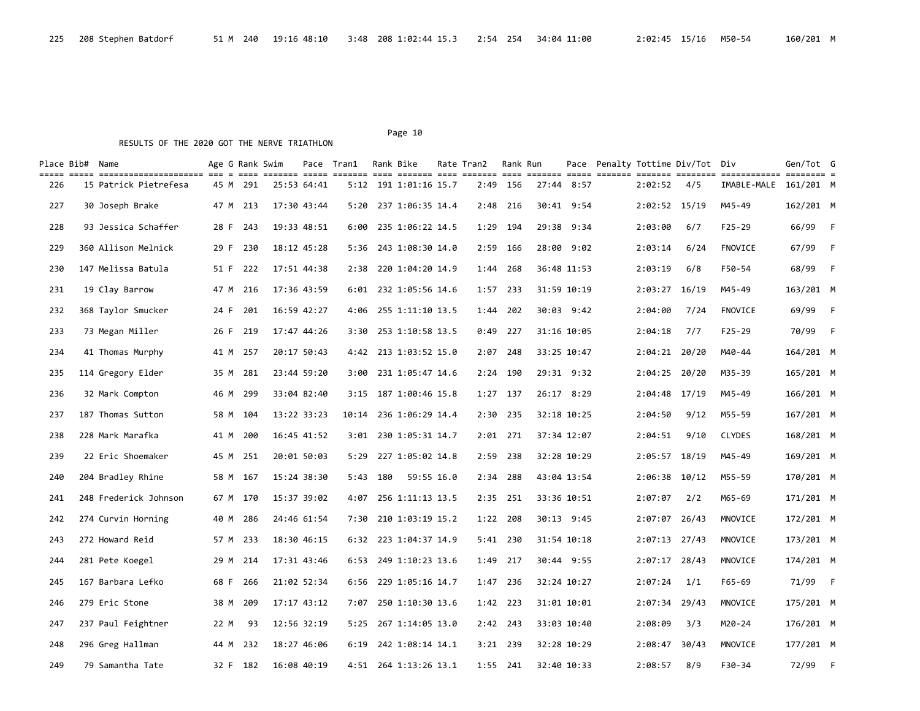| Place | Bib# | Name | Age | G | Rank | Swim | Pace | Tran1 | Rank | Bike | Rate | Tran2 | Rank | Run | Pace | Penalty | Tottime | Div/Tot | Div | Gen/Tot | G |
|---|---|---|---|---|---|---|---|---|---|---|---|---|---|---|---|---|---|---|---|---|---|
| 225 | 208 | Stephen Batdorf | 51 | M | 240 | 19:16 | 48:10 | 3:48 | 208 | 1:02:44 | 15.3 | 2:54 | 254 | 34:04 | 11:00 | | 2:02:45 | 15/16 | M50-54 | 160/201 | M |

RESULTS OF THE 2020 GOT THE NERVE TRIATHLON

| Place | Bib# | Name | Age | G | Rank | Swim | Pace | Tran1 | Rank | Bike | Rate | Tran2 | Rank | Run | Pace | Penalty | Tottime | Div/Tot | Div | Gen/Tot | G |
|---|---|---|---|---|---|---|---|---|---|---|---|---|---|---|---|---|---|---|---|---|---|
| 226 | 15 | Patrick Pietrefesa | 45 | M | 291 | 25:53 | 64:41 | 5:12 | 191 | 1:01:16 | 15.7 | 2:49 | 156 | 27:44 | 8:57 | | 2:02:52 | 4/5 | IMABLE-MALE | 161/201 | M |
| 227 | 30 | Joseph Brake | 47 | M | 213 | 17:30 | 43:44 | 5:20 | 237 | 1:06:35 | 14.4 | 2:48 | 216 | 30:41 | 9:54 | | 2:02:52 | 15/19 | M45-49 | 162/201 | M |
| 228 | 93 | Jessica Schaffer | 28 | F | 243 | 19:33 | 48:51 | 6:00 | 235 | 1:06:22 | 14.5 | 1:29 | 194 | 29:38 | 9:34 | | 2:03:00 | 6/7 | F25-29 | 66/99 | F |
| 229 | 360 | Allison Melnick | 29 | F | 230 | 18:12 | 45:28 | 5:36 | 243 | 1:08:30 | 14.0 | 2:59 | 166 | 28:00 | 9:02 | | 2:03:14 | 6/24 | FNOVICE | 67/99 | F |
| 230 | 147 | Melissa Batula | 51 | F | 222 | 17:51 | 44:38 | 2:38 | 220 | 1:04:20 | 14.9 | 1:44 | 268 | 36:48 | 11:53 | | 2:03:19 | 6/8 | F50-54 | 68/99 | F |
| 231 | 19 | Clay Barrow | 47 | M | 216 | 17:36 | 43:59 | 6:01 | 232 | 1:05:56 | 14.6 | 1:57 | 233 | 31:59 | 10:19 | | 2:03:27 | 16/19 | M45-49 | 163/201 | M |
| 232 | 368 | Taylor Smucker | 24 | F | 201 | 16:59 | 42:27 | 4:06 | 255 | 1:11:10 | 13.5 | 1:44 | 202 | 30:03 | 9:42 | | 2:04:00 | 7/24 | FNOVICE | 69/99 | F |
| 233 | 73 | Megan Miller | 26 | F | 219 | 17:47 | 44:26 | 3:30 | 253 | 1:10:58 | 13.5 | 0:49 | 227 | 31:16 | 10:05 | | 2:04:18 | 7/7 | F25-29 | 70/99 | F |
| 234 | 41 | Thomas Murphy | 41 | M | 257 | 20:17 | 50:43 | 4:42 | 213 | 1:03:52 | 15.0 | 2:07 | 248 | 33:25 | 10:47 | | 2:04:21 | 20/20 | M40-44 | 164/201 | M |
| 235 | 114 | Gregory Elder | 35 | M | 281 | 23:44 | 59:20 | 3:00 | 231 | 1:05:47 | 14.6 | 2:24 | 190 | 29:31 | 9:32 | | 2:04:25 | 20/20 | M35-39 | 165/201 | M |
| 236 | 32 | Mark Compton | 46 | M | 299 | 33:04 | 82:40 | 3:15 | 187 | 1:00:46 | 15.8 | 1:27 | 137 | 26:17 | 8:29 | | 2:04:48 | 17/19 | M45-49 | 166/201 | M |
| 237 | 187 | Thomas Sutton | 58 | M | 104 | 13:22 | 33:23 | 10:14 | 236 | 1:06:29 | 14.4 | 2:30 | 235 | 32:18 | 10:25 | | 2:04:50 | 9/12 | M55-59 | 167/201 | M |
| 238 | 228 | Mark Marafka | 41 | M | 200 | 16:45 | 41:52 | 3:01 | 230 | 1:05:31 | 14.7 | 2:01 | 271 | 37:34 | 12:07 | | 2:04:51 | 9/10 | CLYDES | 168/201 | M |
| 239 | 22 | Eric Shoemaker | 45 | M | 251 | 20:01 | 50:03 | 5:29 | 227 | 1:05:02 | 14.8 | 2:59 | 238 | 32:28 | 10:29 | | 2:05:57 | 18/19 | M45-49 | 169/201 | M |
| 240 | 204 | Bradley Rhine | 58 | M | 167 | 15:24 | 38:30 | 5:43 | 180 | 59:55 | 16.0 | 2:34 | 288 | 43:04 | 13:54 | | 2:06:38 | 10/12 | M55-59 | 170/201 | M |
| 241 | 248 | Frederick Johnson | 67 | M | 170 | 15:37 | 39:02 | 4:07 | 256 | 1:11:13 | 13.5 | 2:35 | 251 | 33:36 | 10:51 | | 2:07:07 | 2/2 | M65-69 | 171/201 | M |
| 242 | 274 | Curvin Horning | 40 | M | 286 | 24:46 | 61:54 | 7:30 | 210 | 1:03:19 | 15.2 | 1:22 | 208 | 30:13 | 9:45 | | 2:07:07 | 26/43 | MNOVICE | 172/201 | M |
| 243 | 272 | Howard Reid | 57 | M | 233 | 18:30 | 46:15 | 6:32 | 223 | 1:04:37 | 14.9 | 5:41 | 230 | 31:54 | 10:18 | | 2:07:13 | 27/43 | MNOVICE | 173/201 | M |
| 244 | 281 | Pete Koegel | 29 | M | 214 | 17:31 | 43:46 | 6:53 | 249 | 1:10:23 | 13.6 | 1:49 | 217 | 30:44 | 9:55 | | 2:07:17 | 28/43 | MNOVICE | 174/201 | M |
| 245 | 167 | Barbara Lefko | 68 | F | 266 | 21:02 | 52:34 | 6:56 | 229 | 1:05:16 | 14.7 | 1:47 | 236 | 32:24 | 10:27 | | 2:07:24 | 1/1 | F65-69 | 71/99 | F |
| 246 | 279 | Eric Stone | 38 | M | 209 | 17:17 | 43:12 | 7:07 | 250 | 1:10:30 | 13.6 | 1:42 | 223 | 31:01 | 10:01 | | 2:07:34 | 29/43 | MNOVICE | 175/201 | M |
| 247 | 237 | Paul Feightner | 22 | M | 93 | 12:56 | 32:19 | 5:25 | 267 | 1:14:05 | 13.0 | 2:42 | 243 | 33:03 | 10:40 | | 2:08:09 | 3/3 | M20-24 | 176/201 | M |
| 248 | 296 | Greg Hallman | 44 | M | 232 | 18:27 | 46:06 | 6:19 | 242 | 1:08:14 | 14.1 | 3:21 | 239 | 32:28 | 10:29 | | 2:08:47 | 30/43 | MNOVICE | 177/201 | M |
| 249 | 79 | Samantha Tate | 32 | F | 182 | 16:08 | 40:19 | 4:51 | 264 | 1:13:26 | 13.1 | 1:55 | 241 | 32:40 | 10:33 | | 2:08:57 | 8/9 | F30-34 | 72/99 | F |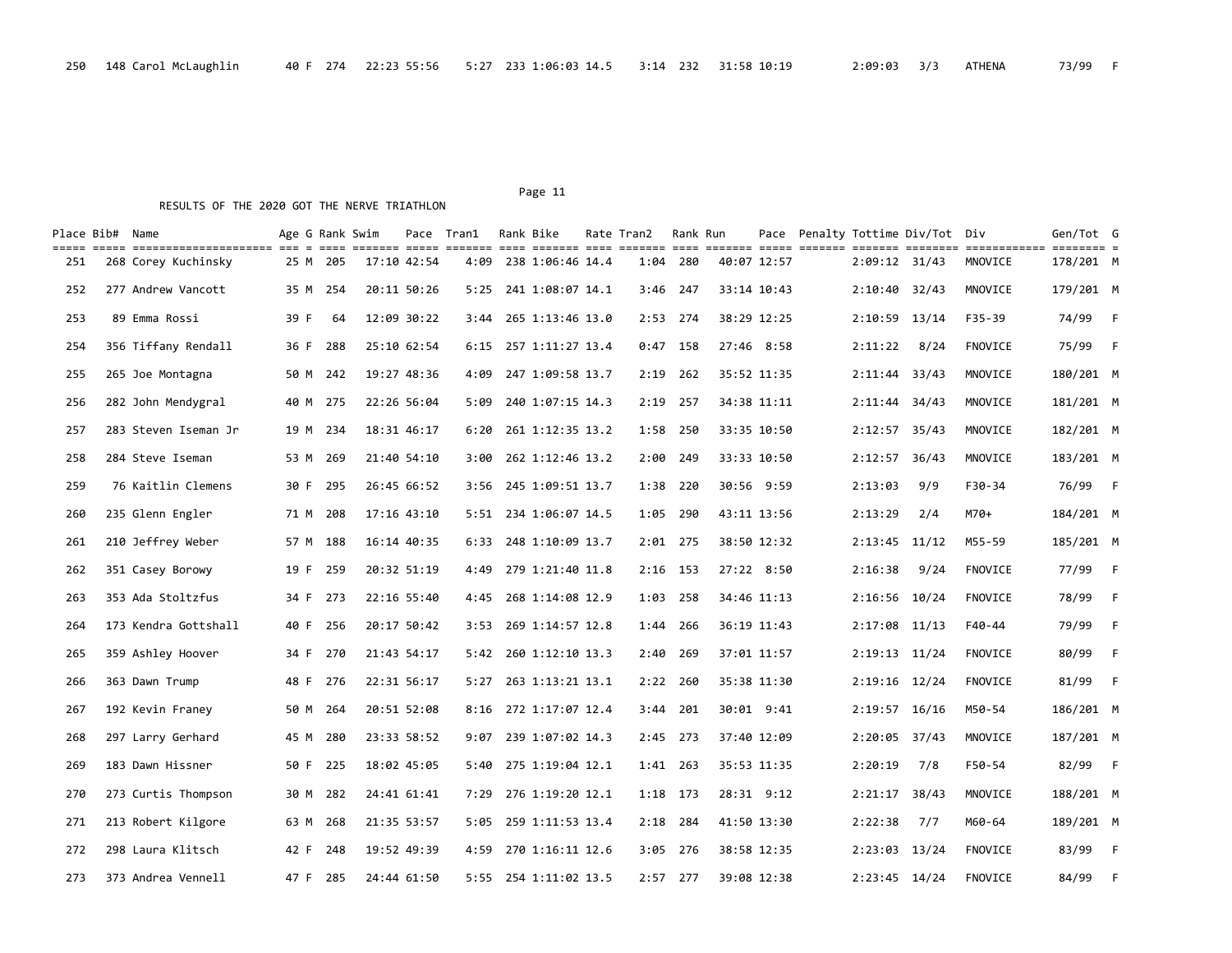| Place | Bib# | Name | Age | G | Rank | Swim | Pace | Tran1 | Rank | Bike | Rate | Tran2 | Rank | Run | Pace | Penalty | Tottime | Div/Tot | Div | Gen/Tot | G |
|---|---|---|---|---|---|---|---|---|---|---|---|---|---|---|---|---|---|---|---|---|---|
| 250 | 148 | Carol McLaughlin | 40 | F | 274 | 22:23 | 55:56 | 5:27 | 233 | 1:06:03 | 14.5 | 3:14 | 232 | 31:58 | 10:19 | | 2:09:03 | 3/3 | ATHENA | 73/99 | F |

RESULTS OF THE 2020 GOT THE NERVE TRIATHLON

| Place | Bib# | Name | Age | G | Rank | Swim | Pace | Tran1 | Rank | Bike | Rate | Tran2 | Rank | Run | Pace | Penalty | Tottime | Div/Tot | Div | Gen/Tot | G |
|---|---|---|---|---|---|---|---|---|---|---|---|---|---|---|---|---|---|---|---|---|---|
| 251 | 268 | Corey Kuchinsky | 25 | M | 205 | 17:10 | 42:54 | 4:09 | 238 | 1:06:46 | 14.4 | 1:04 | 280 | 40:07 | 12:57 | | 2:09:12 | 31/43 | MNOVICE | 178/201 | M |
| 252 | 277 | Andrew Vancott | 35 | M | 254 | 20:11 | 50:26 | 5:25 | 241 | 1:08:07 | 14.1 | 3:46 | 247 | 33:14 | 10:43 | | 2:10:40 | 32/43 | MNOVICE | 179/201 | M |
| 253 | 89 | Emma Rossi | 39 | F | 64 | 12:09 | 30:22 | 3:44 | 265 | 1:13:46 | 13.0 | 2:53 | 274 | 38:29 | 12:25 | | 2:10:59 | 13/14 | F35-39 | 74/99 | F |
| 254 | 356 | Tiffany Rendall | 36 | F | 288 | 25:10 | 62:54 | 6:15 | 257 | 1:11:27 | 13.4 | 0:47 | 158 | 27:46 | 8:58 | | 2:11:22 | 8/24 | FNOVICE | 75/99 | F |
| 255 | 265 | Joe Montagna | 50 | M | 242 | 19:27 | 48:36 | 4:09 | 247 | 1:09:58 | 13.7 | 2:19 | 262 | 35:52 | 11:35 | | 2:11:44 | 33/43 | MNOVICE | 180/201 | M |
| 256 | 282 | John Mendygral | 40 | M | 275 | 22:26 | 56:04 | 5:09 | 240 | 1:07:15 | 14.3 | 2:19 | 257 | 34:38 | 11:11 | | 2:11:44 | 34/43 | MNOVICE | 181/201 | M |
| 257 | 283 | Steven Iseman Jr | 19 | M | 234 | 18:31 | 46:17 | 6:20 | 261 | 1:12:35 | 13.2 | 1:58 | 250 | 33:35 | 10:50 | | 2:12:57 | 35/43 | MNOVICE | 182/201 | M |
| 258 | 284 | Steve Iseman | 53 | M | 269 | 21:40 | 54:10 | 3:00 | 262 | 1:12:46 | 13.2 | 2:00 | 249 | 33:33 | 10:50 | | 2:12:57 | 36/43 | MNOVICE | 183/201 | M |
| 259 | 76 | Kaitlin Clemens | 30 | F | 295 | 26:45 | 66:52 | 3:56 | 245 | 1:09:51 | 13.7 | 1:38 | 220 | 30:56 | 9:59 | | 2:13:03 | 9/9 | F30-34 | 76/99 | F |
| 260 | 235 | Glenn Engler | 71 | M | 208 | 17:16 | 43:10 | 5:51 | 234 | 1:06:07 | 14.5 | 1:05 | 290 | 43:11 | 13:56 | | 2:13:29 | 2/4 | M70+ | 184/201 | M |
| 261 | 210 | Jeffrey Weber | 57 | M | 188 | 16:14 | 40:35 | 6:33 | 248 | 1:10:09 | 13.7 | 2:01 | 275 | 38:50 | 12:32 | | 2:13:45 | 11/12 | M55-59 | 185/201 | M |
| 262 | 351 | Casey Borowy | 19 | F | 259 | 20:32 | 51:19 | 4:49 | 279 | 1:21:40 | 11.8 | 2:16 | 153 | 27:22 | 8:50 | | 2:16:38 | 9/24 | FNOVICE | 77/99 | F |
| 263 | 353 | Ada Stoltzfus | 34 | F | 273 | 22:16 | 55:40 | 4:45 | 268 | 1:14:08 | 12.9 | 1:03 | 258 | 34:46 | 11:13 | | 2:16:56 | 10/24 | FNOVICE | 78/99 | F |
| 264 | 173 | Kendra Gottshall | 40 | F | 256 | 20:17 | 50:42 | 3:53 | 269 | 1:14:57 | 12.8 | 1:44 | 266 | 36:19 | 11:43 | | 2:17:08 | 11/13 | F40-44 | 79/99 | F |
| 265 | 359 | Ashley Hoover | 34 | F | 270 | 21:43 | 54:17 | 5:42 | 260 | 1:12:10 | 13.3 | 2:40 | 269 | 37:01 | 11:57 | | 2:19:13 | 11/24 | FNOVICE | 80/99 | F |
| 266 | 363 | Dawn Trump | 48 | F | 276 | 22:31 | 56:17 | 5:27 | 263 | 1:13:21 | 13.1 | 2:22 | 260 | 35:38 | 11:30 | | 2:19:16 | 12/24 | FNOVICE | 81/99 | F |
| 267 | 192 | Kevin Franey | 50 | M | 264 | 20:51 | 52:08 | 8:16 | 272 | 1:17:07 | 12.4 | 3:44 | 201 | 30:01 | 9:41 | | 2:19:57 | 16/16 | M50-54 | 186/201 | M |
| 268 | 297 | Larry Gerhard | 45 | M | 280 | 23:33 | 58:52 | 9:07 | 239 | 1:07:02 | 14.3 | 2:45 | 273 | 37:40 | 12:09 | | 2:20:05 | 37/43 | MNOVICE | 187/201 | M |
| 269 | 183 | Dawn Hissner | 50 | F | 225 | 18:02 | 45:05 | 5:40 | 275 | 1:19:04 | 12.1 | 1:41 | 263 | 35:53 | 11:35 | | 2:20:19 | 7/8 | F50-54 | 82/99 | F |
| 270 | 273 | Curtis Thompson | 30 | M | 282 | 24:41 | 61:41 | 7:29 | 276 | 1:19:20 | 12.1 | 1:18 | 173 | 28:31 | 9:12 | | 2:21:17 | 38/43 | MNOVICE | 188/201 | M |
| 271 | 213 | Robert Kilgore | 63 | M | 268 | 21:35 | 53:57 | 5:05 | 259 | 1:11:53 | 13.4 | 2:18 | 284 | 41:50 | 13:30 | | 2:22:38 | 7/7 | M60-64 | 189/201 | M |
| 272 | 298 | Laura Klitsch | 42 | F | 248 | 19:52 | 49:39 | 4:59 | 270 | 1:16:11 | 12.6 | 3:05 | 276 | 38:58 | 12:35 | | 2:23:03 | 13/24 | FNOVICE | 83/99 | F |
| 273 | 373 | Andrea Vennell | 47 | F | 285 | 24:44 | 61:50 | 5:55 | 254 | 1:11:02 | 13.5 | 2:57 | 277 | 39:08 | 12:38 | | 2:23:45 | 14/24 | FNOVICE | 84/99 | F |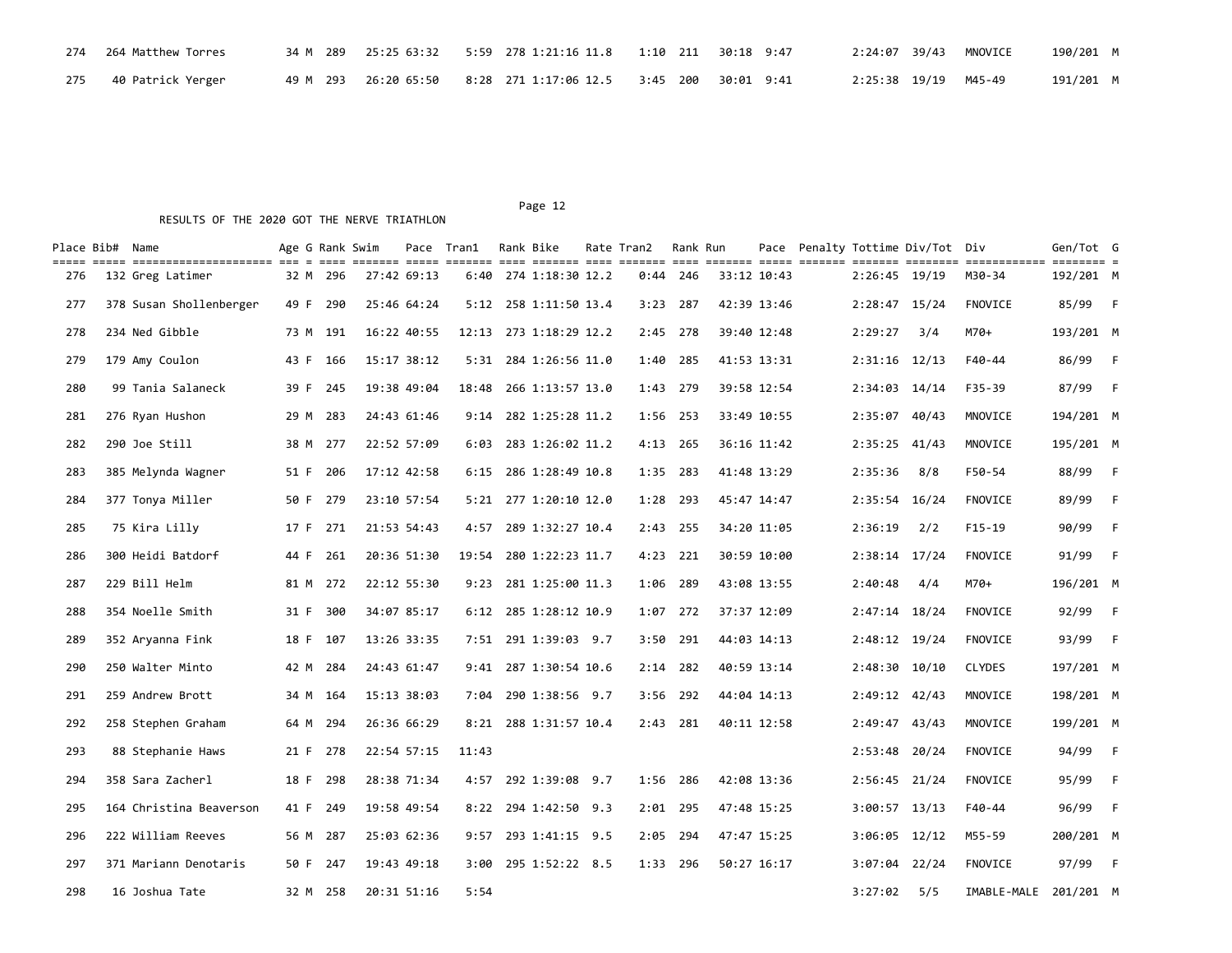| Place | Bib# | Name | Age | G | Rank | Swim | Pace | Tran1 | Rank | Bike | Rate | Tran2 | Rank | Run | Pace | Penalty | Tottime | Div/Tot | Div | Gen/Tot | G |
|---|---|---|---|---|---|---|---|---|---|---|---|---|---|---|---|---|---|---|---|---|---|
| 274 | 264 | Matthew Torres | 34 | M | 289 | 25:25 | 63:32 | 5:59 | 278 | 1:21:16 | 11.8 | 1:10 | 211 | 30:18 | 9:47 | | 2:24:07 | 39/43 | MNOVICE | 190/201 | M |
| 275 | 40 | Patrick Yerger | 49 | M | 293 | 26:20 | 65:50 | 8:28 | 271 | 1:17:06 | 12.5 | 3:45 | 200 | 30:01 | 9:41 | | 2:25:38 | 19/19 | M45-49 | 191/201 | M |

RESULTS OF THE 2020 GOT THE NERVE TRIATHLON

| Place | Bib# | Name | Age | G | Rank | Swim | Pace | Tran1 | Rank | Bike | Rate | Tran2 | Rank | Run | Pace | Penalty | Tottime | Div/Tot | Div | Gen/Tot | G |
|---|---|---|---|---|---|---|---|---|---|---|---|---|---|---|---|---|---|---|---|---|---|
| 276 | 132 | Greg Latimer | 32 | M | 296 | 27:42 | 69:13 | 6:40 | 274 | 1:18:30 | 12.2 | 0:44 | 246 | 33:12 | 10:43 | | 2:26:45 | 19/19 | M30-34 | 192/201 | M |
| 277 | 378 | Susan Shollenberger | 49 | F | 290 | 25:46 | 64:24 | 5:12 | 258 | 1:11:50 | 13.4 | 3:23 | 287 | 42:39 | 13:46 | | 2:28:47 | 15/24 | FNOVICE | 85/99 | F |
| 278 | 234 | Ned Gibble | 73 | M | 191 | 16:22 | 40:55 | 12:13 | 273 | 1:18:29 | 12.2 | 2:45 | 278 | 39:40 | 12:48 | | 2:29:27 | 3/4 | M70+ | 193/201 | M |
| 279 | 179 | Amy Coulon | 43 | F | 166 | 15:17 | 38:12 | 5:31 | 284 | 1:26:56 | 11.0 | 1:40 | 285 | 41:53 | 13:31 | | 2:31:16 | 12/13 | F40-44 | 86/99 | F |
| 280 | 99 | Tania Salaneck | 39 | F | 245 | 19:38 | 49:04 | 18:48 | 266 | 1:13:57 | 13.0 | 1:43 | 279 | 39:58 | 12:54 | | 2:34:03 | 14/14 | F35-39 | 87/99 | F |
| 281 | 276 | Ryan Hushon | 29 | M | 283 | 24:43 | 61:46 | 9:14 | 282 | 1:25:28 | 11.2 | 1:56 | 253 | 33:49 | 10:55 | | 2:35:07 | 40/43 | MNOVICE | 194/201 | M |
| 282 | 290 | Joe Still | 38 | M | 277 | 22:52 | 57:09 | 6:03 | 283 | 1:26:02 | 11.2 | 4:13 | 265 | 36:16 | 11:42 | | 2:35:25 | 41/43 | MNOVICE | 195/201 | M |
| 283 | 385 | Melynda Wagner | 51 | F | 206 | 17:12 | 42:58 | 6:15 | 286 | 1:28:49 | 10.8 | 1:35 | 283 | 41:48 | 13:29 | | 2:35:36 | 8/8 | F50-54 | 88/99 | F |
| 284 | 377 | Tonya Miller | 50 | F | 279 | 23:10 | 57:54 | 5:21 | 277 | 1:20:10 | 12.0 | 1:28 | 293 | 45:47 | 14:47 | | 2:35:54 | 16/24 | FNOVICE | 89/99 | F |
| 285 | 75 | Kira Lilly | 17 | F | 271 | 21:53 | 54:43 | 4:57 | 289 | 1:32:27 | 10.4 | 2:43 | 255 | 34:20 | 11:05 | | 2:36:19 | 2/2 | F15-19 | 90/99 | F |
| 286 | 300 | Heidi Batdorf | 44 | F | 261 | 20:36 | 51:30 | 19:54 | 280 | 1:22:23 | 11.7 | 4:23 | 221 | 30:59 | 10:00 | | 2:38:14 | 17/24 | FNOVICE | 91/99 | F |
| 287 | 229 | Bill Helm | 81 | M | 272 | 22:12 | 55:30 | 9:23 | 281 | 1:25:00 | 11.3 | 1:06 | 289 | 43:08 | 13:55 | | 2:40:48 | 4/4 | M70+ | 196/201 | M |
| 288 | 354 | Noelle Smith | 31 | F | 300 | 34:07 | 85:17 | 6:12 | 285 | 1:28:12 | 10.9 | 1:07 | 272 | 37:37 | 12:09 | | 2:47:14 | 18/24 | FNOVICE | 92/99 | F |
| 289 | 352 | Aryanna Fink | 18 | F | 107 | 13:26 | 33:35 | 7:51 | 291 | 1:39:03 | 9.7 | 3:50 | 291 | 44:03 | 14:13 | | 2:48:12 | 19/24 | FNOVICE | 93/99 | F |
| 290 | 250 | Walter Minto | 42 | M | 284 | 24:43 | 61:47 | 9:41 | 287 | 1:30:54 | 10.6 | 2:14 | 282 | 40:59 | 13:14 | | 2:48:30 | 10/10 | CLYDES | 197/201 | M |
| 291 | 259 | Andrew Brott | 34 | M | 164 | 15:13 | 38:03 | 7:04 | 290 | 1:38:56 | 9.7 | 3:56 | 292 | 44:04 | 14:13 | | 2:49:12 | 42/43 | MNOVICE | 198/201 | M |
| 292 | 258 | Stephen Graham | 64 | M | 294 | 26:36 | 66:29 | 8:21 | 288 | 1:31:57 | 10.4 | 2:43 | 281 | 40:11 | 12:58 | | 2:49:47 | 43/43 | MNOVICE | 199/201 | M |
| 293 | 88 | Stephanie Haws | 21 | F | 278 | 22:54 | 57:15 | 11:43 | | | | | | | | | 2:53:48 | 20/24 | FNOVICE | 94/99 | F |
| 294 | 358 | Sara Zacherl | 18 | F | 298 | 28:38 | 71:34 | 4:57 | 292 | 1:39:08 | 9.7 | 1:56 | 286 | 42:08 | 13:36 | | 2:56:45 | 21/24 | FNOVICE | 95/99 | F |
| 295 | 164 | Christina Beaverson | 41 | F | 249 | 19:58 | 49:54 | 8:22 | 294 | 1:42:50 | 9.3 | 2:01 | 295 | 47:48 | 15:25 | | 3:00:57 | 13/13 | F40-44 | 96/99 | F |
| 296 | 222 | William Reeves | 56 | M | 287 | 25:03 | 62:36 | 9:57 | 293 | 1:41:15 | 9.5 | 2:05 | 294 | 47:47 | 15:25 | | 3:06:05 | 12/12 | M55-59 | 200/201 | M |
| 297 | 371 | Mariann Denotaris | 50 | F | 247 | 19:43 | 49:18 | 3:00 | 295 | 1:52:22 | 8.5 | 1:33 | 296 | 50:27 | 16:17 | | 3:07:04 | 22/24 | FNOVICE | 97/99 | F |
| 298 | 16 | Joshua Tate | 32 | M | 258 | 20:31 | 51:16 | 5:54 | | | | | | | | | 3:27:02 | 5/5 | IMABLE-MALE | 201/201 | M |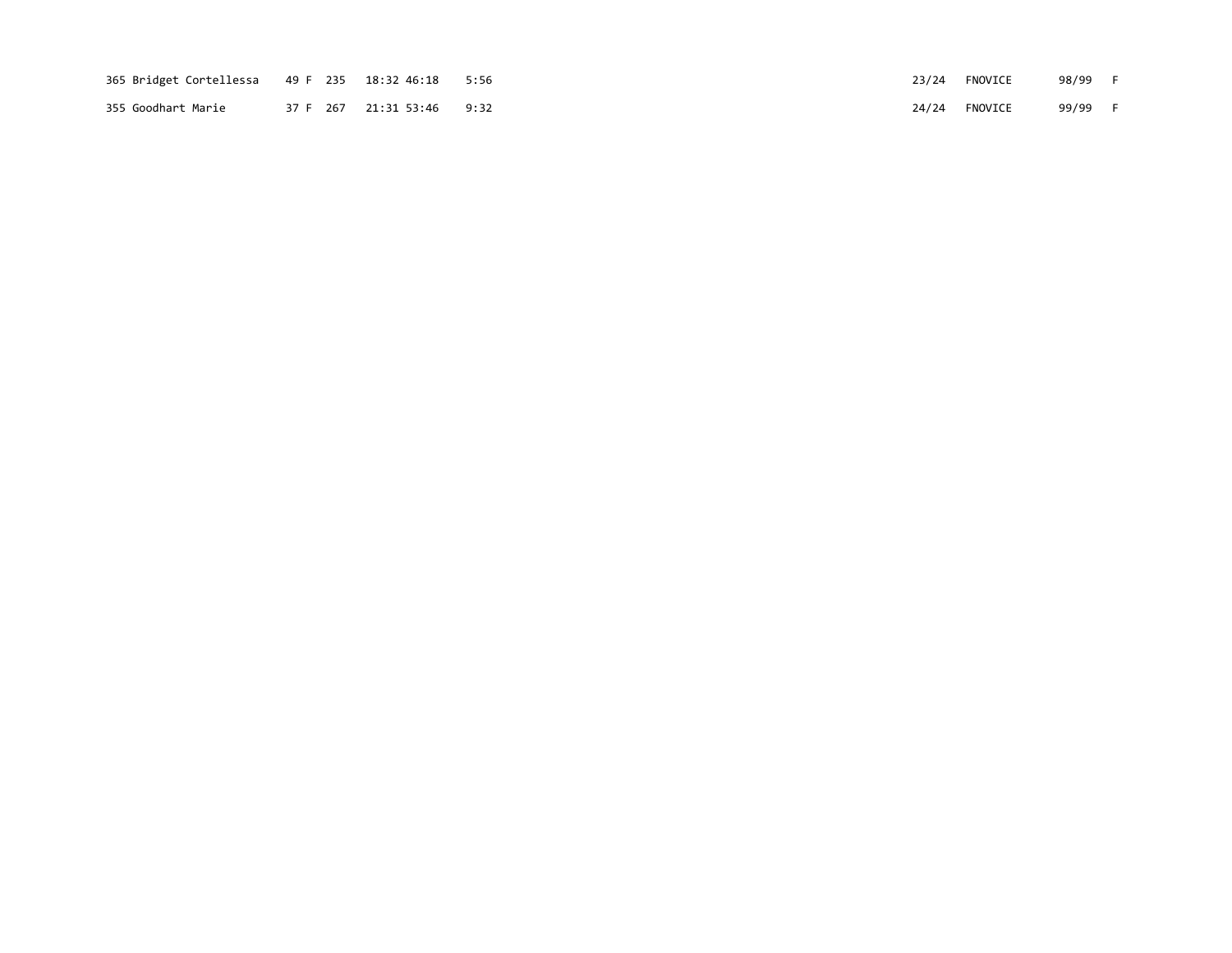| | | | | | | | | | | |
|---|---|---|---|---|---|---|---|---|---|---|
| 365 | Bridget Cortellessa | 49 | F | 235 | 18:32 | 46:18 | 5:56 | 23/24 | FNOVICE | 98/99 | F |
| 355 | Goodhart Marie | 37 | F | 267 | 21:31 | 53:46 | 9:32 | 24/24 | FNOVICE | 99/99 | F |